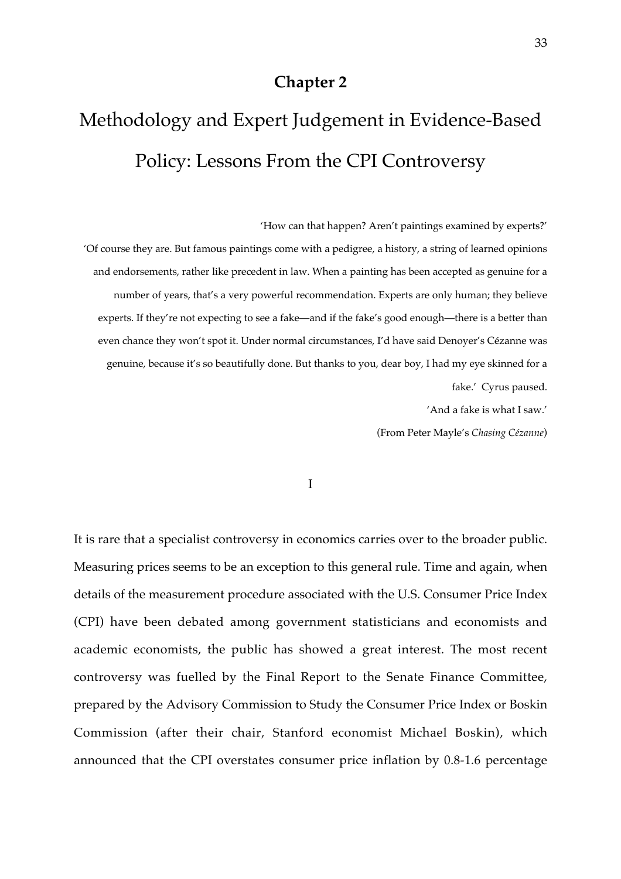# Chapter 2

## Methodology and Expert Judgement in Evidence-Based Policy: Lessons From the CPI Controversy

'How can that happen? Aren't paintings examined by experts?'

'Of course they are. But famous paintings come with a pedigree, a history, a string of learned opinions and endorsements, rather like precedent in law. When a painting has been accepted as genuine for a number of years, that's a very powerful recommendation. Experts are only human; they believe experts. If they're not expecting to see a fake—and if the fake's good enough—there is a better than even chance they won't spot it. Under normal circumstances, I'd have said Denoyer's Cézanne was genuine, because it's so beautifully done. But thanks to you, dear boy, I had my eye skinned for a fake.' Cyrus paused.

'And a fake is what I saw.'

(From Peter Mayle's *Chasing Cézanne*)

I

It is rare that a specialist controversy in economics carries over to the broader public. Measuring prices seems to be an exception to this general rule. Time and again, when details of the measurement procedure associated with the U.S. Consumer Price Index (CPI) have been debated among government statisticians and economists and academic economists, the public has showed a great interest. The most recent controversy was fuelled by the Final Report to the Senate Finance Committee, prepared by the Advisory Commission to Study the Consumer Price Index or Boskin Commission (after their chair, Stanford economist Michael Boskin), which announced that the CPI overstates consumer price inflation by 0.8-1.6 percentage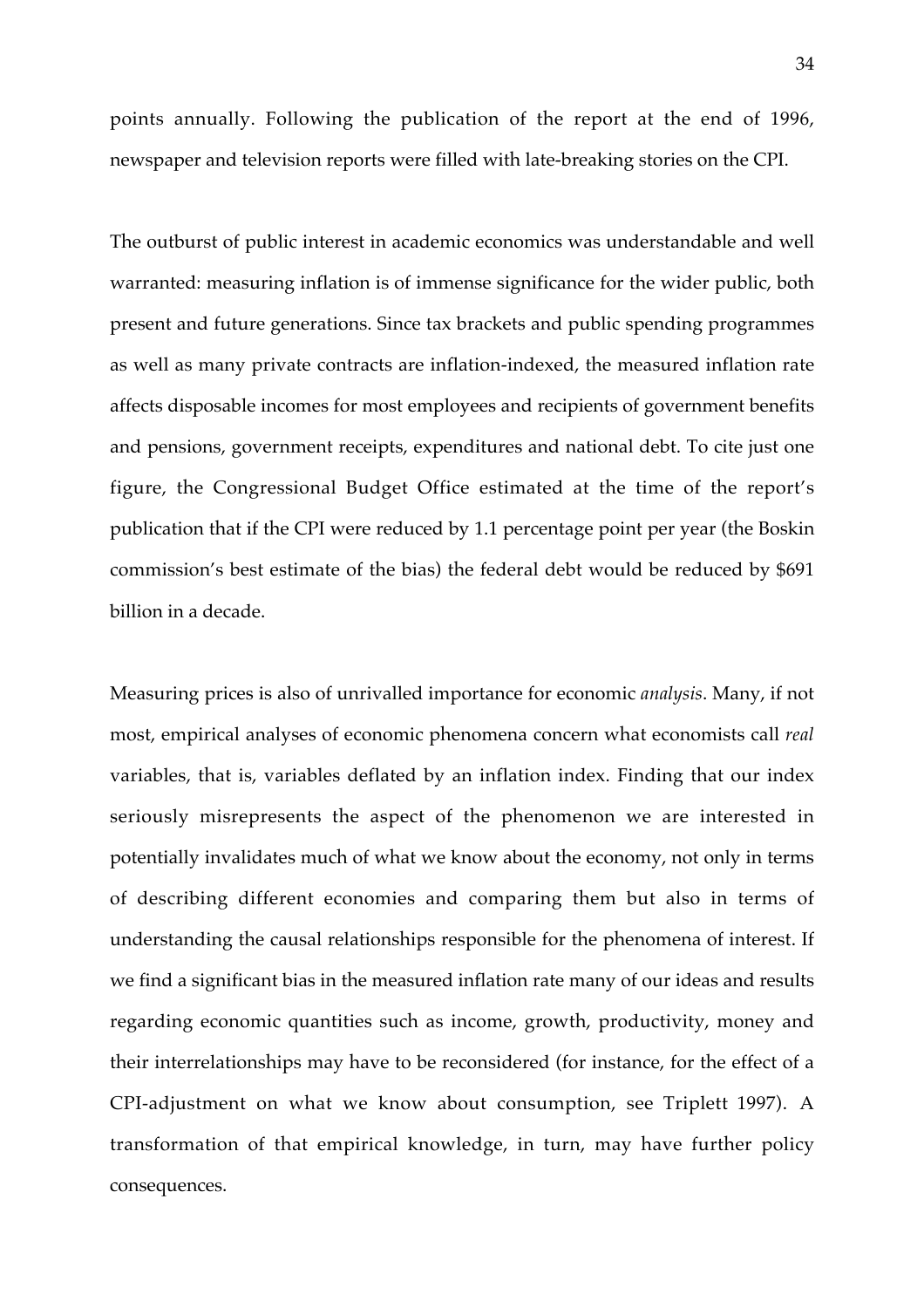points annually. Following the publication of the report at the end of 1996, newspaper and television reports were filled with late-breaking stories on the CPI.

The outburst of public interest in academic economics was understandable and well warranted: measuring inflation is of immense significance for the wider public, both present and future generations. Since tax brackets and public spending programmes as well as many private contracts are inflation-indexed, the measured inflation rate affects disposable incomes for most employees and recipients of government benefits and pensions, government receipts, expenditures and national debt. To cite just one figure, the Congressional Budget Office estimated at the time of the report's publication that if the CPI were reduced by 1.1 percentage point per year (the Boskin commission's best estimate of the bias) the federal debt would be reduced by $691 billion in a decade.

Measuring prices is also of unrivalled importance for economic *analysis*. Many, if not most, empirical analyses of economic phenomena concern what economists call *real* variables, that is, variables deflated by an inflation index. Finding that our index seriously misrepresents the aspect of the phenomenon we are interested in potentially invalidates much of what we know about the economy, not only in terms of describing different economies and comparing them but also in terms of understanding the causal relationships responsible for the phenomena of interest. If we find a significant bias in the measured inflation rate many of our ideas and results regarding economic quantities such as income, growth, productivity, money and their interrelationships may have to be reconsidered (for instance, for the effect of a CPI-adjustment on what we know about consumption, see Triplett 1997). A transformation of that empirical knowledge, in turn, may have further policy consequences.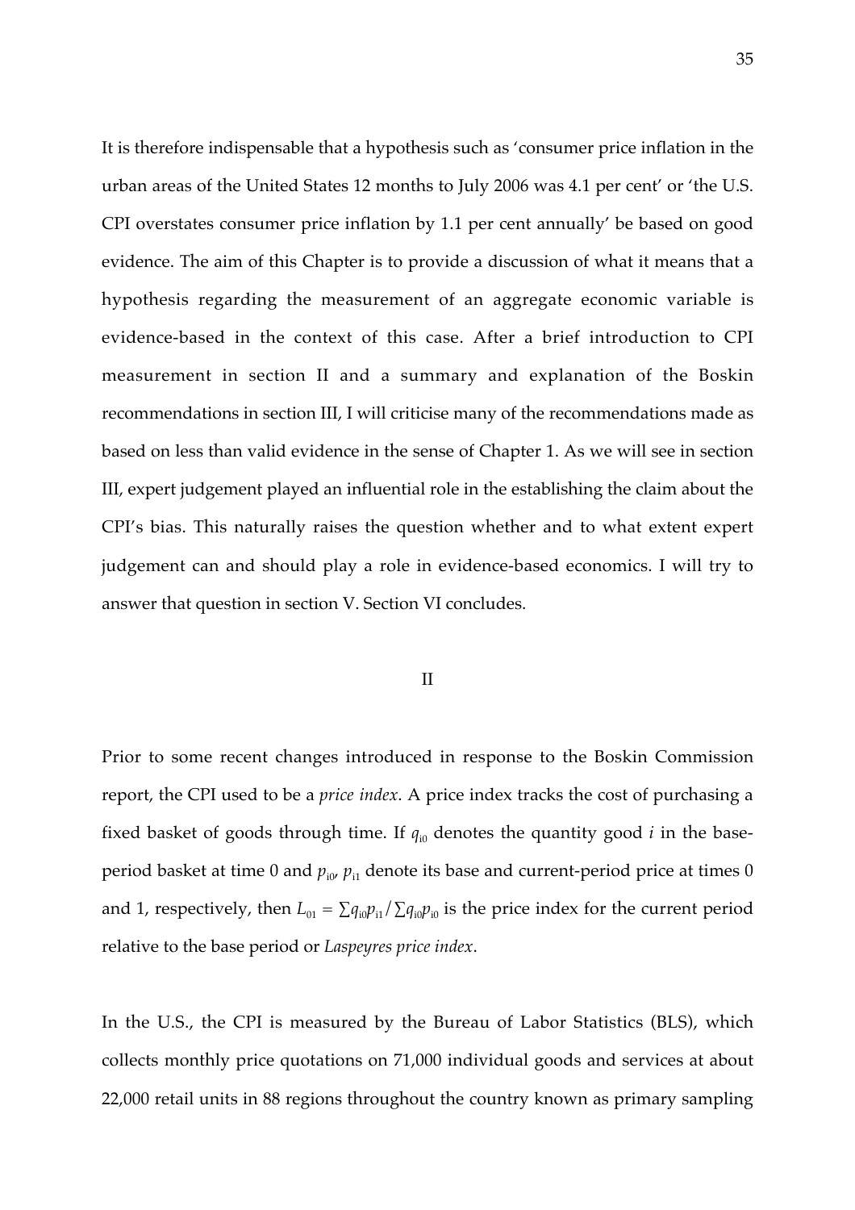It is therefore indispensable that a hypothesis such as 'consumer price inflation in the urban areas of the United States 12 months to July 2006 was 4.1 per cent' or 'the U.S. CPI overstates consumer price inflation by 1.1 per cent annually' be based on good evidence. The aim of this Chapter is to provide a discussion of what it means that a hypothesis regarding the measurement of an aggregate economic variable is evidence-based in the context of this case. After a brief introduction to CPI measurement in section II and a summary and explanation of the Boskin recommendations in section III, I will criticise many of the recommendations made as based on less than valid evidence in the sense of Chapter 1. As we will see in section III, expert judgement played an influential role in the establishing the claim about the CPI's bias. This naturally raises the question whether and to what extent expert judgement can and should play a role in evidence-based economics. I will try to answer that question in section V. Section VI concludes.

## II

Prior to some recent changes introduced in response to the Boskin Commission report, the CPI used to be a *price index*. A price index tracks the cost of purchasing a fixed basket of goods through time. If $q_{i0}$ denotes the quantity good $i$ in the base-period basket at time 0 and $p_{i0}$, $p_{i1}$ denote its base and current-period price at times 0 and 1, respectively, then $L_{01} = \sum q_{i0}p_{i1} / \sum q_{i0}p_{i0}$ is the price index for the current period relative to the base period or *Laspeyres price index*.

In the U.S., the CPI is measured by the Bureau of Labor Statistics (BLS), which collects monthly price quotations on 71,000 individual goods and services at about 22,000 retail units in 88 regions throughout the country known as primary sampling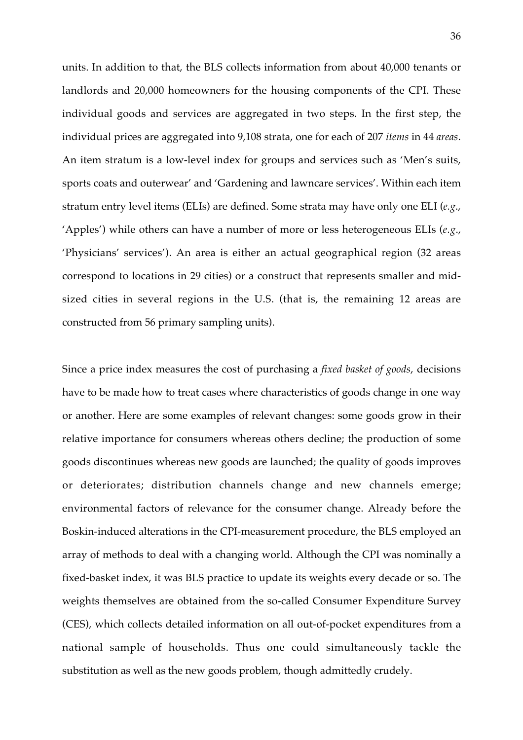units. In addition to that, the BLS collects information from about 40,000 tenants or landlords and 20,000 homeowners for the housing components of the CPI. These individual goods and services are aggregated in two steps. In the first step, the individual prices are aggregated into 9,108 strata, one for each of 207 *items* in 44 *areas*. An item stratum is a low-level index for groups and services such as 'Men's suits, sports coats and outerwear' and 'Gardening and lawncare services'. Within each item stratum entry level items (ELIs) are defined. Some strata may have only one ELI (*e.g.*, 'Apples') while others can have a number of more or less heterogeneous ELIs (*e.g.*, 'Physicians' services'). An area is either an actual geographical region (32 areas correspond to locations in 29 cities) or a construct that represents smaller and mid-sized cities in several regions in the U.S. (that is, the remaining 12 areas are constructed from 56 primary sampling units).

Since a price index measures the cost of purchasing a *fixed basket of goods*, decisions have to be made how to treat cases where characteristics of goods change in one way or another. Here are some examples of relevant changes: some goods grow in their relative importance for consumers whereas others decline; the production of some goods discontinues whereas new goods are launched; the quality of goods improves or deteriorates; distribution channels change and new channels emerge; environmental factors of relevance for the consumer change. Already before the Boskin-induced alterations in the CPI-measurement procedure, the BLS employed an array of methods to deal with a changing world. Although the CPI was nominally a fixed-basket index, it was BLS practice to update its weights every decade or so. The weights themselves are obtained from the so-called Consumer Expenditure Survey (CES), which collects detailed information on all out-of-pocket expenditures from a national sample of households. Thus one could simultaneously tackle the substitution as well as the new goods problem, though admittedly crudely.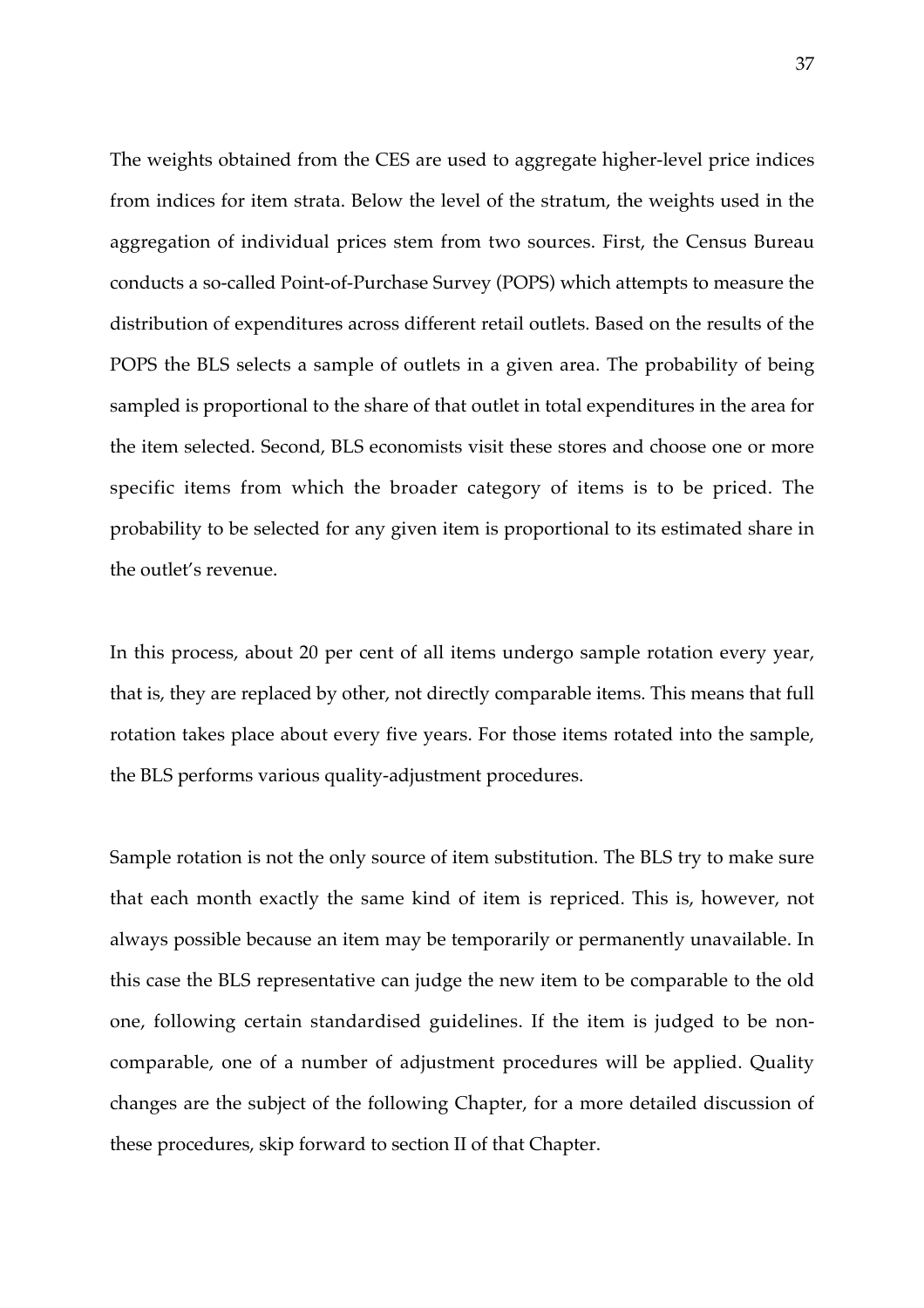The weights obtained from the CES are used to aggregate higher-level price indices from indices for item strata. Below the level of the stratum, the weights used in the aggregation of individual prices stem from two sources. First, the Census Bureau conducts a so-called Point-of-Purchase Survey (POPS) which attempts to measure the distribution of expenditures across different retail outlets. Based on the results of the POPS the BLS selects a sample of outlets in a given area. The probability of being sampled is proportional to the share of that outlet in total expenditures in the area for the item selected. Second, BLS economists visit these stores and choose one or more specific items from which the broader category of items is to be priced. The probability to be selected for any given item is proportional to its estimated share in the outlet's revenue.

In this process, about 20 per cent of all items undergo sample rotation every year, that is, they are replaced by other, not directly comparable items. This means that full rotation takes place about every five years. For those items rotated into the sample, the BLS performs various quality-adjustment procedures.

Sample rotation is not the only source of item substitution. The BLS try to make sure that each month exactly the same kind of item is repriced. This is, however, not always possible because an item may be temporarily or permanently unavailable. In this case the BLS representative can judge the new item to be comparable to the old one, following certain standardised guidelines. If the item is judged to be non-comparable, one of a number of adjustment procedures will be applied. Quality changes are the subject of the following Chapter, for a more detailed discussion of these procedures, skip forward to section II of that Chapter.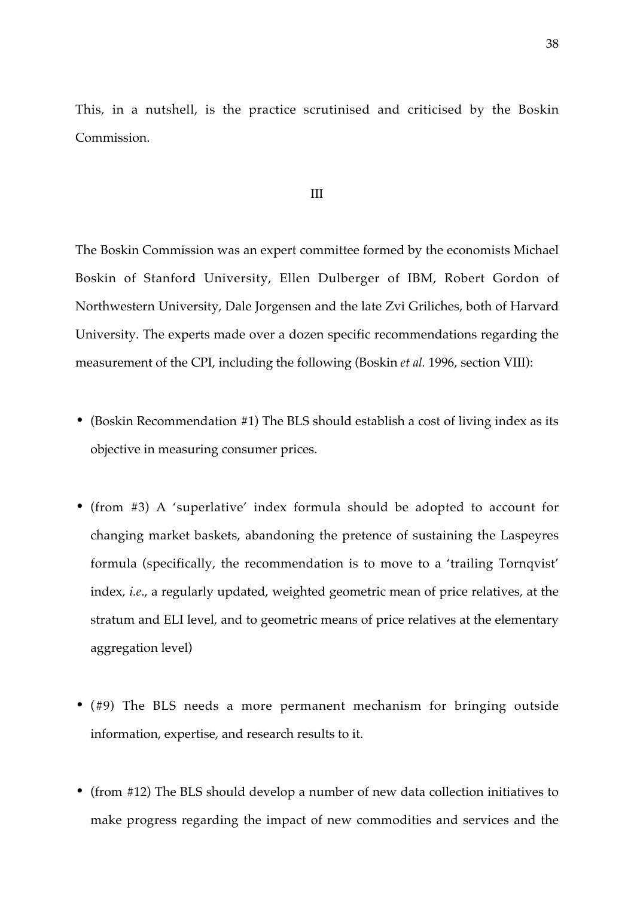This, in a nutshell, is the practice scrutinised and criticised by the Boskin Commission.

## III

The Boskin Commission was an expert committee formed by the economists Michael Boskin of Stanford University, Ellen Dulberger of IBM, Robert Gordon of Northwestern University, Dale Jorgensen and the late Zvi Griliches, both of Harvard University. The experts made over a dozen specific recommendations regarding the measurement of the CPI, including the following (Boskin *et al.* 1996, section VIII):

- (Boskin Recommendation #1) The BLS should establish a cost of living index as its objective in measuring consumer prices.

- (from #3) A 'superlative' index formula should be adopted to account for changing market baskets, abandoning the pretence of sustaining the Laspeyres formula (specifically, the recommendation is to move to a 'trailing Tornqvist' index, *i.e.*, a regularly updated, weighted geometric mean of price relatives, at the stratum and ELI level, and to geometric means of price relatives at the elementary aggregation level)

- (#9) The BLS needs a more permanent mechanism for bringing outside information, expertise, and research results to it.

- (from #12) The BLS should develop a number of new data collection initiatives to make progress regarding the impact of new commodities and services and the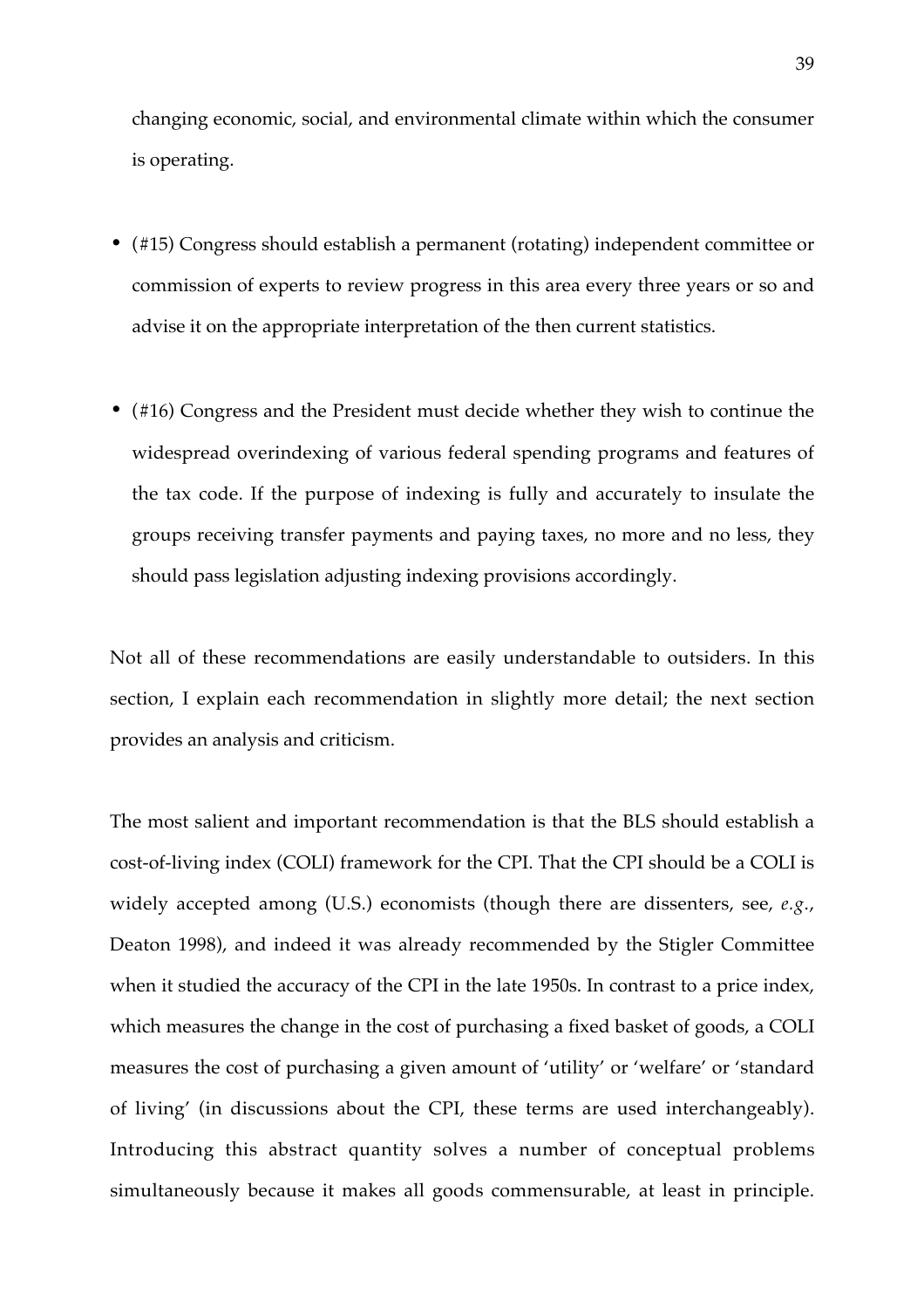changing economic, social, and environmental climate within which the consumer is operating.

- (#15) Congress should establish a permanent (rotating) independent committee or commission of experts to review progress in this area every three years or so and advise it on the appropriate interpretation of the then current statistics.

- (#16) Congress and the President must decide whether they wish to continue the widespread overindexing of various federal spending programs and features of the tax code. If the purpose of indexing is fully and accurately to insulate the groups receiving transfer payments and paying taxes, no more and no less, they should pass legislation adjusting indexing provisions accordingly.

Not all of these recommendations are easily understandable to outsiders. In this section, I explain each recommendation in slightly more detail; the next section provides an analysis and criticism.

The most salient and important recommendation is that the BLS should establish a cost-of-living index (COLI) framework for the CPI. That the CPI should be a COLI is widely accepted among (U.S.) economists (though there are dissenters, see, *e.g.*, Deaton 1998), and indeed it was already recommended by the Stigler Committee when it studied the accuracy of the CPI in the late 1950s. In contrast to a price index, which measures the change in the cost of purchasing a fixed basket of goods, a COLI measures the cost of purchasing a given amount of 'utility' or 'welfare' or 'standard of living' (in discussions about the CPI, these terms are used interchangeably). Introducing this abstract quantity solves a number of conceptual problems simultaneously because it makes all goods commensurable, at least in principle.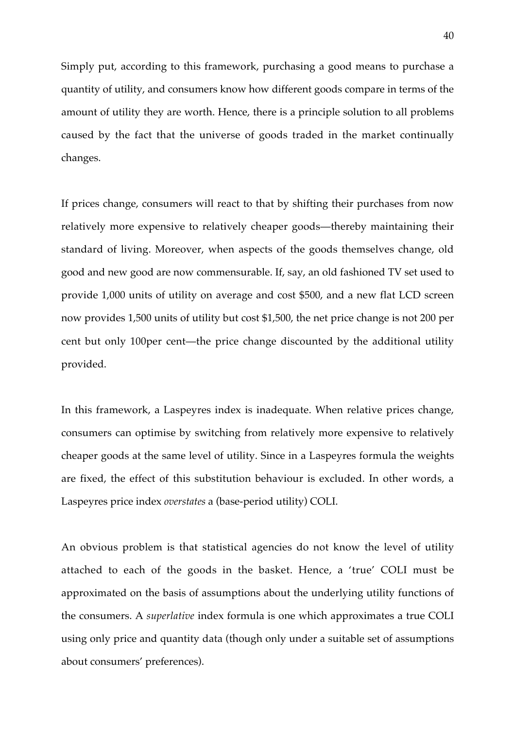Simply put, according to this framework, purchasing a good means to purchase a quantity of utility, and consumers know how different goods compare in terms of the amount of utility they are worth. Hence, there is a principle solution to all problems caused by the fact that the universe of goods traded in the market continually changes.

If prices change, consumers will react to that by shifting their purchases from now relatively more expensive to relatively cheaper goods—thereby maintaining their standard of living. Moreover, when aspects of the goods themselves change, old good and new good are now commensurable. If, say, an old fashioned TV set used to provide 1,000 units of utility on average and cost $500, and a new flat LCD screen now provides 1,500 units of utility but cost $1,500, the net price change is not 200 per cent but only 100per cent—the price change discounted by the additional utility provided.

In this framework, a Laspeyres index is inadequate. When relative prices change, consumers can optimise by switching from relatively more expensive to relatively cheaper goods at the same level of utility. Since in a Laspeyres formula the weights are fixed, the effect of this substitution behaviour is excluded. In other words, a Laspeyres price index *overstates* a (base-period utility) COLI.

An obvious problem is that statistical agencies do not know the level of utility attached to each of the goods in the basket. Hence, a 'true' COLI must be approximated on the basis of assumptions about the underlying utility functions of the consumers. A *superlative* index formula is one which approximates a true COLI using only price and quantity data (though only under a suitable set of assumptions about consumers' preferences).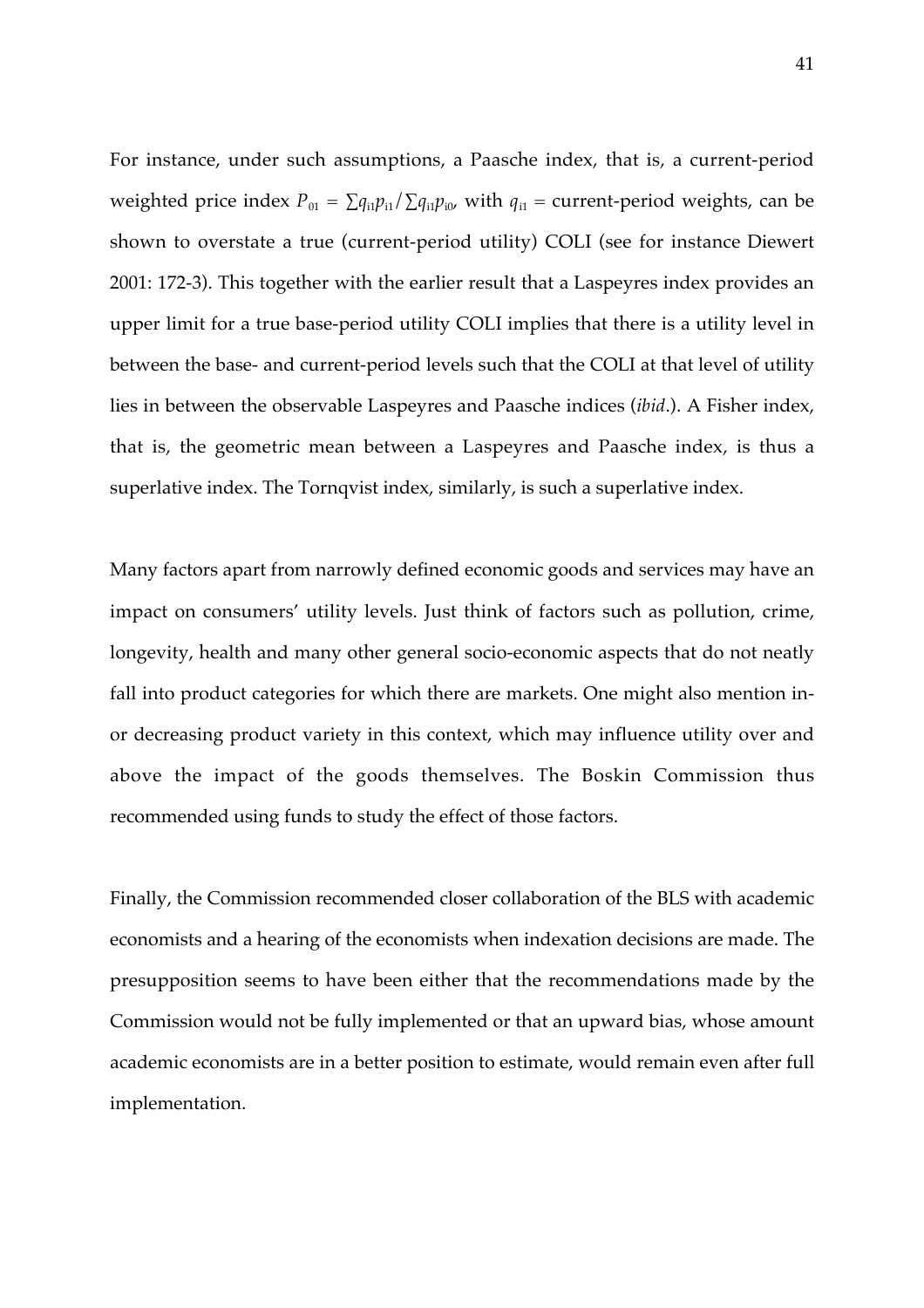For instance, under such assumptions, a Paasche index, that is, a current-period weighted price index $P_{01} = \sum q_{i1}p_{i1}/\sum q_{i1}p_{i0}$, with $q_{i1}$ = current-period weights, can be shown to overstate a true (current-period utility) COLI (see for instance Diewert 2001: 172-3). This together with the earlier result that a Laspeyres index provides an upper limit for a true base-period utility COLI implies that there is a utility level in between the base- and current-period levels such that the COLI at that level of utility lies in between the observable Laspeyres and Paasche indices (*ibid*.). A Fisher index, that is, the geometric mean between a Laspeyres and Paasche index, is thus a superlative index. The Tornqvist index, similarly, is such a superlative index.

Many factors apart from narrowly defined economic goods and services may have an impact on consumers' utility levels. Just think of factors such as pollution, crime, longevity, health and many other general socio-economic aspects that do not neatly fall into product categories for which there are markets. One might also mention in- or decreasing product variety in this context, which may influence utility over and above the impact of the goods themselves. The Boskin Commission thus recommended using funds to study the effect of those factors.

Finally, the Commission recommended closer collaboration of the BLS with academic economists and a hearing of the economists when indexation decisions are made. The presupposition seems to have been either that the recommendations made by the Commission would not be fully implemented or that an upward bias, whose amount academic economists are in a better position to estimate, would remain even after full implementation.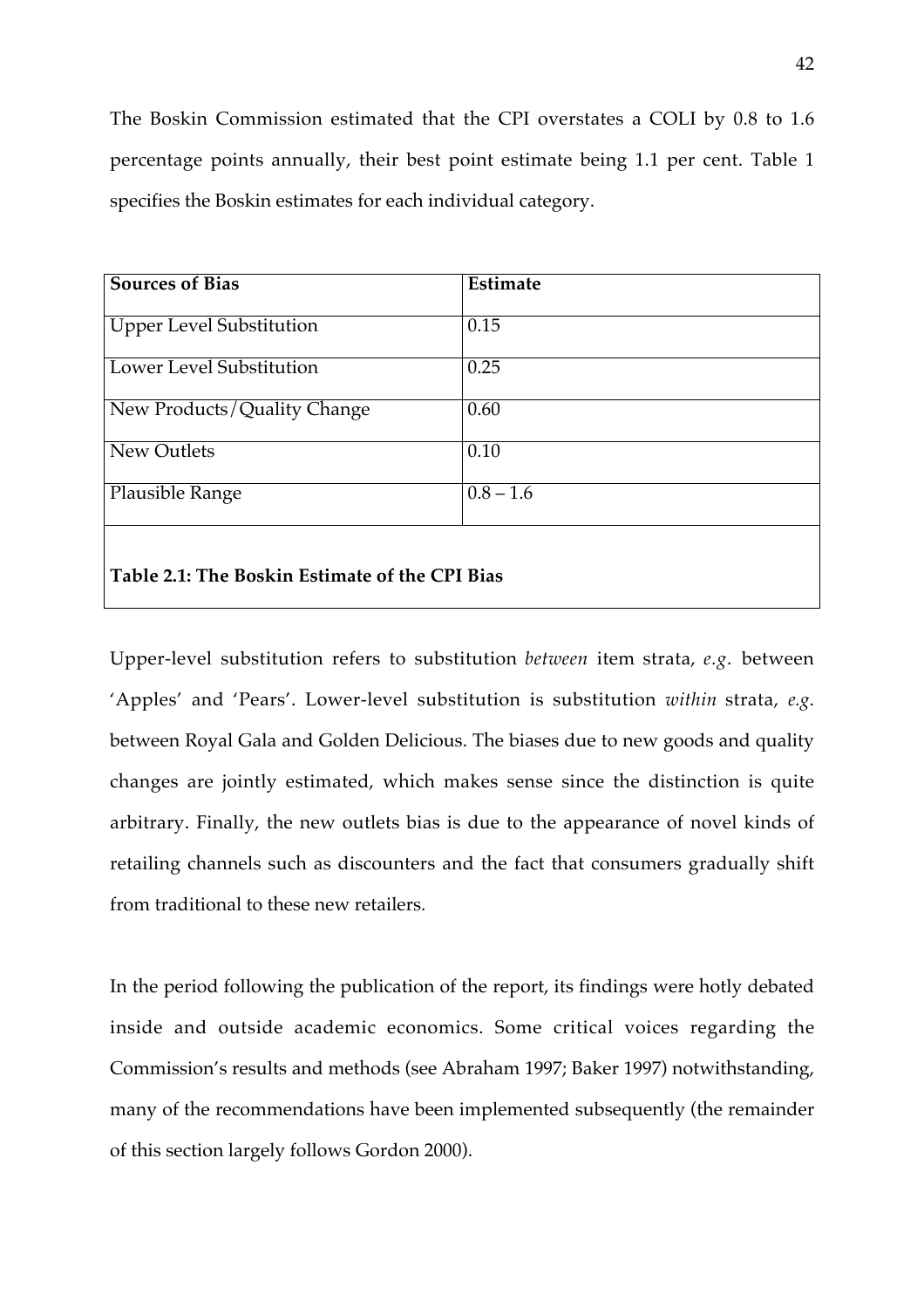The Boskin Commission estimated that the CPI overstates a COLI by 0.8 to 1.6 percentage points annually, their best point estimate being 1.1 per cent. Table 1 specifies the Boskin estimates for each individual category.

| **Sources of Bias** | **Estimate** |
|---|---|
| Upper Level Substitution | 0.15 |
| Lower Level Substitution | 0.25 |
| New Products/Quality Change | 0.60 |
| New Outlets | 0.10 |
| Plausible Range | 0.8 – 1.6 |

**Table 2.1: The Boskin Estimate of the CPI Bias**

Upper-level substitution refers to substitution *between* item strata, *e.g*. between 'Apples' and 'Pears'. Lower-level substitution is substitution *within* strata, *e.g*. between Royal Gala and Golden Delicious. The biases due to new goods and quality changes are jointly estimated, which makes sense since the distinction is quite arbitrary. Finally, the new outlets bias is due to the appearance of novel kinds of retailing channels such as discounters and the fact that consumers gradually shift from traditional to these new retailers.

In the period following the publication of the report, its findings were hotly debated inside and outside academic economics. Some critical voices regarding the Commission's results and methods (see Abraham 1997; Baker 1997) notwithstanding, many of the recommendations have been implemented subsequently (the remainder of this section largely follows Gordon 2000).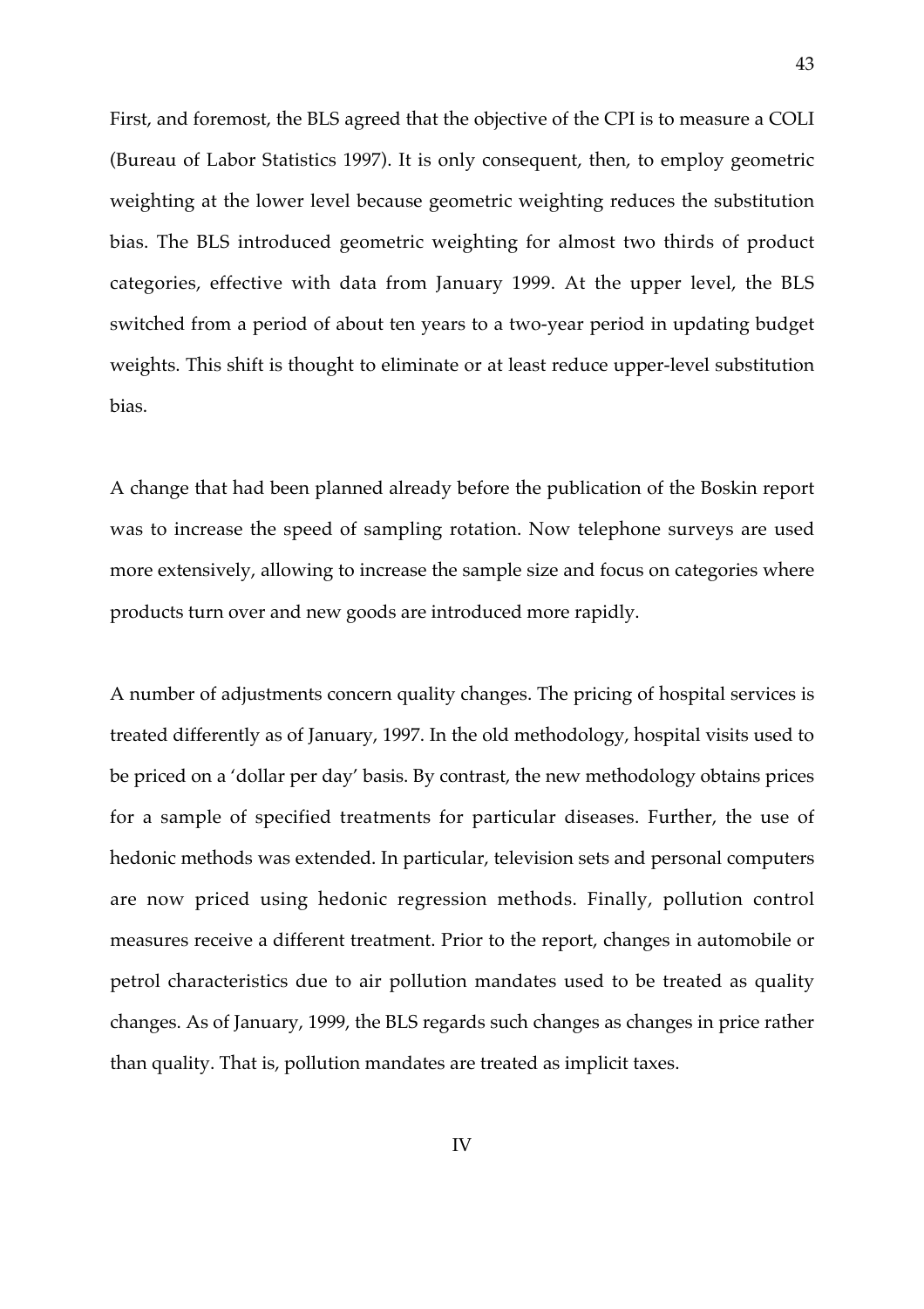First, and foremost, the BLS agreed that the objective of the CPI is to measure a COLI (Bureau of Labor Statistics 1997). It is only consequent, then, to employ geometric weighting at the lower level because geometric weighting reduces the substitution bias. The BLS introduced geometric weighting for almost two thirds of product categories, effective with data from January 1999. At the upper level, the BLS switched from a period of about ten years to a two-year period in updating budget weights. This shift is thought to eliminate or at least reduce upper-level substitution bias.

A change that had been planned already before the publication of the Boskin report was to increase the speed of sampling rotation. Now telephone surveys are used more extensively, allowing to increase the sample size and focus on categories where products turn over and new goods are introduced more rapidly.

A number of adjustments concern quality changes. The pricing of hospital services is treated differently as of January, 1997. In the old methodology, hospital visits used to be priced on a 'dollar per day' basis. By contrast, the new methodology obtains prices for a sample of specified treatments for particular diseases. Further, the use of hedonic methods was extended. In particular, television sets and personal computers are now priced using hedonic regression methods. Finally, pollution control measures receive a different treatment. Prior to the report, changes in automobile or petrol characteristics due to air pollution mandates used to be treated as quality changes. As of January, 1999, the BLS regards such changes as changes in price rather than quality. That is, pollution mandates are treated as implicit taxes.

## IV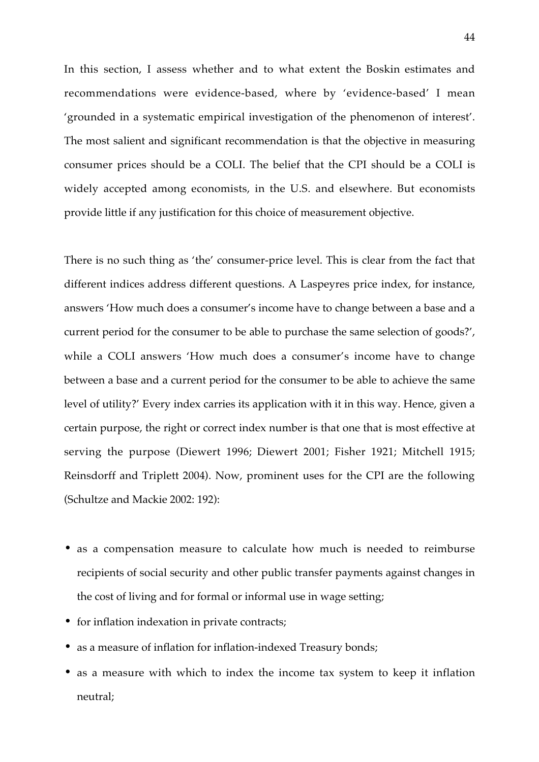In this section, I assess whether and to what extent the Boskin estimates and recommendations were evidence-based, where by 'evidence-based' I mean 'grounded in a systematic empirical investigation of the phenomenon of interest'. The most salient and significant recommendation is that the objective in measuring consumer prices should be a COLI. The belief that the CPI should be a COLI is widely accepted among economists, in the U.S. and elsewhere. But economists provide little if any justification for this choice of measurement objective.

There is no such thing as 'the' consumer-price level. This is clear from the fact that different indices address different questions. A Laspeyres price index, for instance, answers 'How much does a consumer's income have to change between a base and a current period for the consumer to be able to purchase the same selection of goods?', while a COLI answers 'How much does a consumer's income have to change between a base and a current period for the consumer to be able to achieve the same level of utility?' Every index carries its application with it in this way. Hence, given a certain purpose, the right or correct index number is that one that is most effective at serving the purpose (Diewert 1996; Diewert 2001; Fisher 1921; Mitchell 1915; Reinsdorff and Triplett 2004). Now, prominent uses for the CPI are the following (Schultze and Mackie 2002: 192):

- as a compensation measure to calculate how much is needed to reimburse recipients of social security and other public transfer payments against changes in the cost of living and for formal or informal use in wage setting;
- for inflation indexation in private contracts;
- as a measure of inflation for inflation-indexed Treasury bonds;
- as a measure with which to index the income tax system to keep it inflation neutral;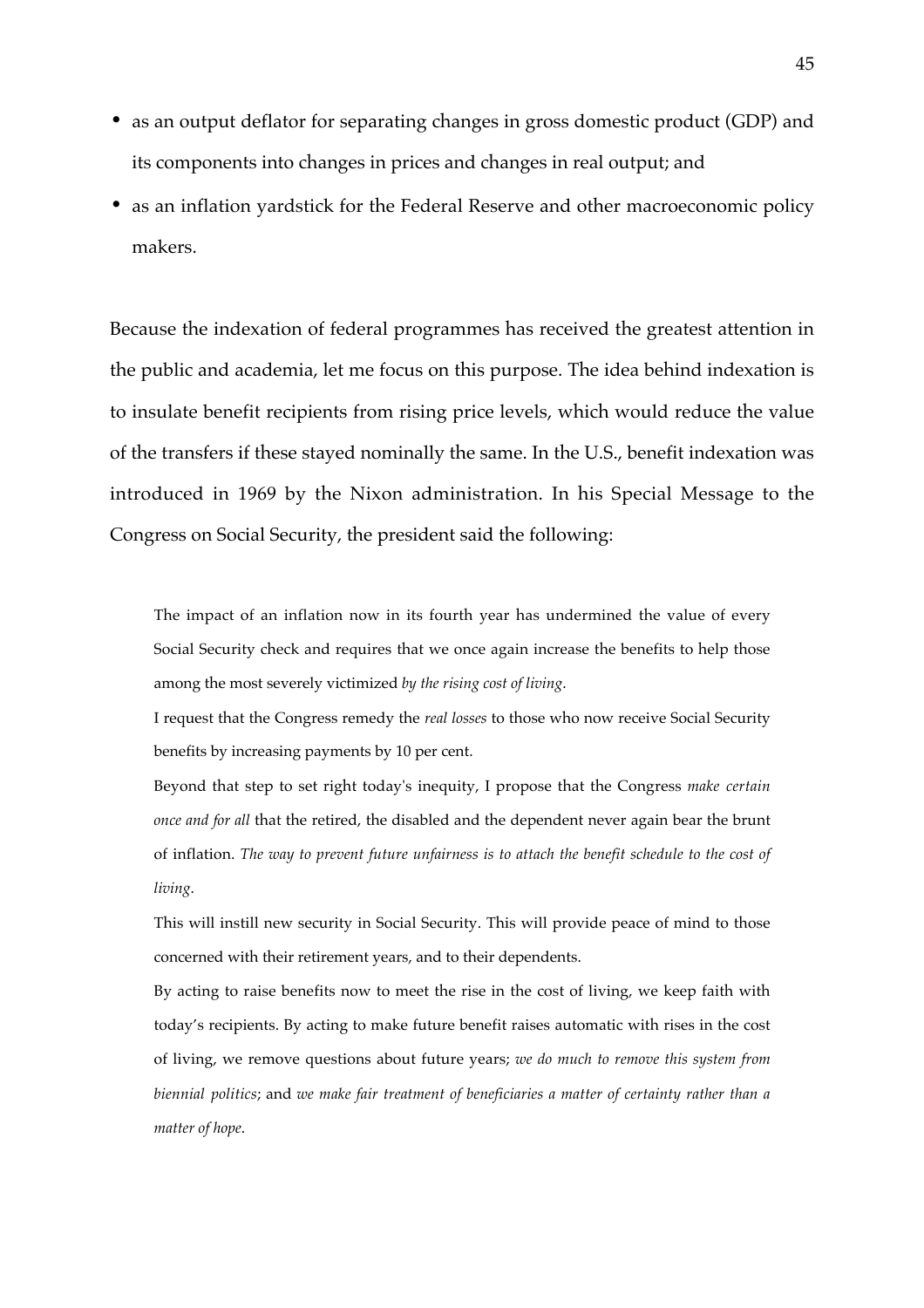- as an output deflator for separating changes in gross domestic product (GDP) and its components into changes in prices and changes in real output; and
- as an inflation yardstick for the Federal Reserve and other macroeconomic policy makers.

Because the indexation of federal programmes has received the greatest attention in the public and academia, let me focus on this purpose. The idea behind indexation is to insulate benefit recipients from rising price levels, which would reduce the value of the transfers if these stayed nominally the same. In the U.S., benefit indexation was introduced in 1969 by the Nixon administration. In his Special Message to the Congress on Social Security, the president said the following:

> The impact of an inflation now in its fourth year has undermined the value of every Social Security check and requires that we once again increase the benefits to help those among the most severely victimized *by the rising cost of living*.
>
> I request that the Congress remedy the *real losses* to those who now receive Social Security benefits by increasing payments by 10 per cent.
>
> Beyond that step to set right today's inequity, I propose that the Congress *make certain once and for all* that the retired, the disabled and the dependent never again bear the brunt of inflation. *The way to prevent future unfairness is to attach the benefit schedule to the cost of living*.
>
> This will instill new security in Social Security. This will provide peace of mind to those concerned with their retirement years, and to their dependents.
>
> By acting to raise benefits now to meet the rise in the cost of living, we keep faith with today's recipients. By acting to make future benefit raises automatic with rises in the cost of living, we remove questions about future years; *we do much to remove this system from biennial politics*; and *we make fair treatment of beneficiaries a matter of certainty rather than a matter of hope*.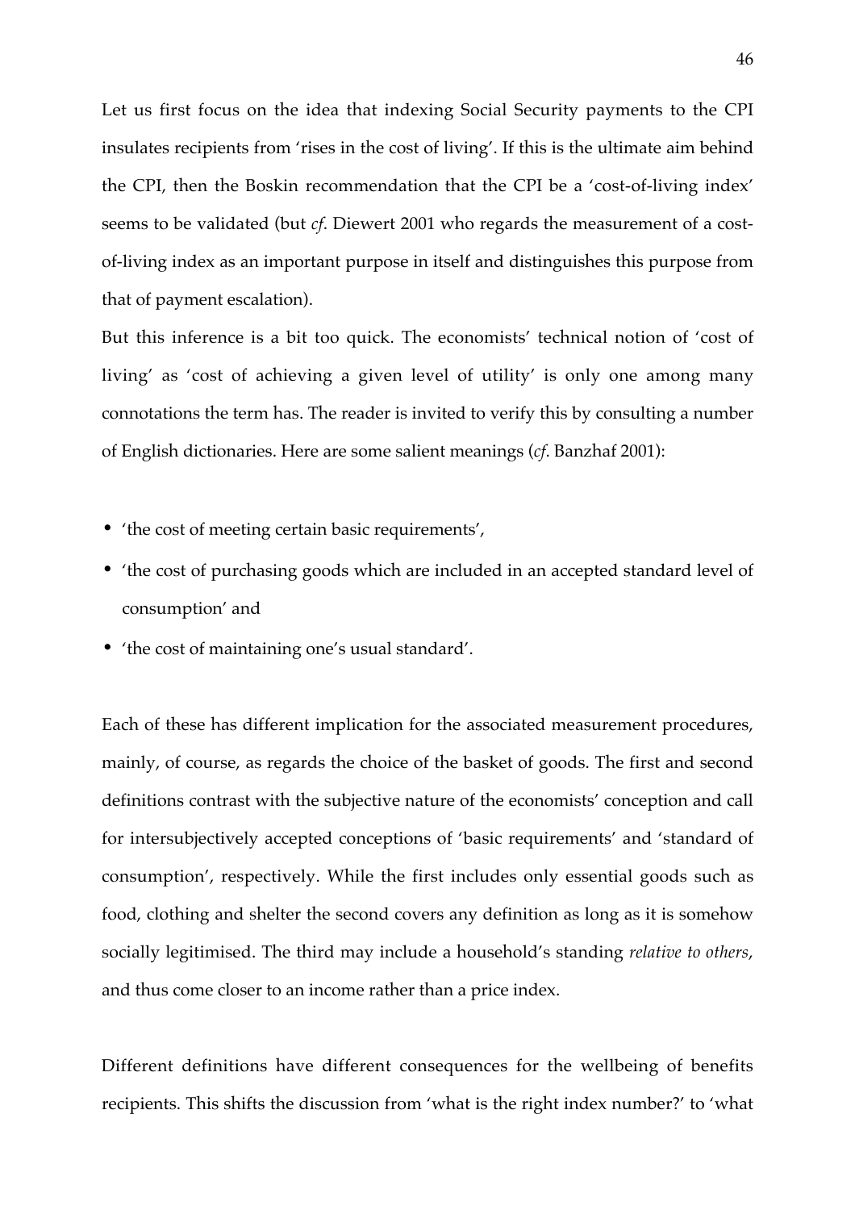Let us first focus on the idea that indexing Social Security payments to the CPI insulates recipients from 'rises in the cost of living'. If this is the ultimate aim behind the CPI, then the Boskin recommendation that the CPI be a 'cost-of-living index' seems to be validated (but *cf*. Diewert 2001 who regards the measurement of a cost-of-living index as an important purpose in itself and distinguishes this purpose from that of payment escalation).

But this inference is a bit too quick. The economists' technical notion of 'cost of living' as 'cost of achieving a given level of utility' is only one among many connotations the term has. The reader is invited to verify this by consulting a number of English dictionaries. Here are some salient meanings (*cf*. Banzhaf 2001):

- 'the cost of meeting certain basic requirements',
- 'the cost of purchasing goods which are included in an accepted standard level of consumption' and
- 'the cost of maintaining one's usual standard'.

Each of these has different implication for the associated measurement procedures, mainly, of course, as regards the choice of the basket of goods. The first and second definitions contrast with the subjective nature of the economists' conception and call for intersubjectively accepted conceptions of 'basic requirements' and 'standard of consumption', respectively. While the first includes only essential goods such as food, clothing and shelter the second covers any definition as long as it is somehow socially legitimised. The third may include a household's standing *relative to others*, and thus come closer to an income rather than a price index.

Different definitions have different consequences for the wellbeing of benefits recipients. This shifts the discussion from 'what is the right index number?' to 'what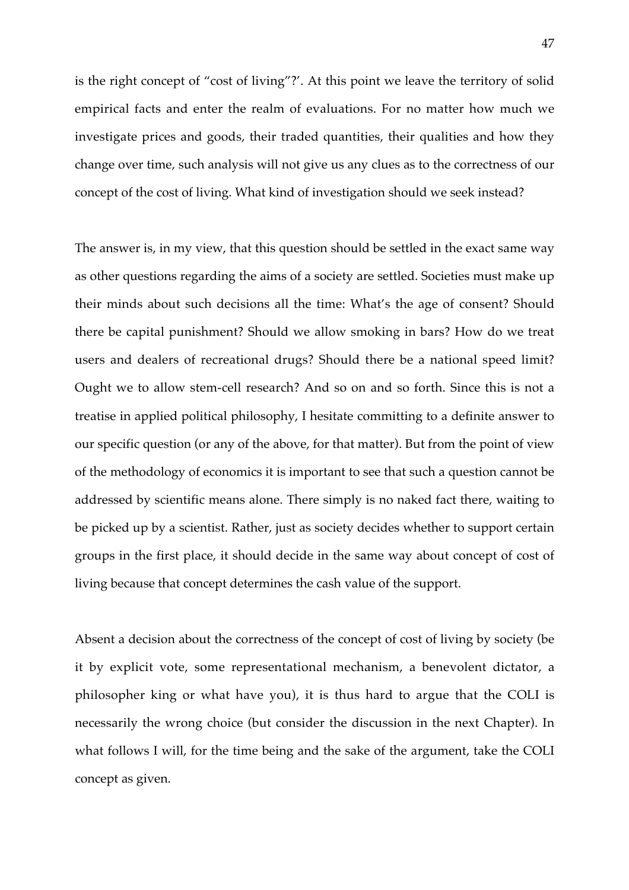is the right concept of "cost of living"?'. At this point we leave the territory of solid empirical facts and enter the realm of evaluations. For no matter how much we investigate prices and goods, their traded quantities, their qualities and how they change over time, such analysis will not give us any clues as to the correctness of our concept of the cost of living. What kind of investigation should we seek instead?

The answer is, in my view, that this question should be settled in the exact same way as other questions regarding the aims of a society are settled. Societies must make up their minds about such decisions all the time: What's the age of consent? Should there be capital punishment? Should we allow smoking in bars? How do we treat users and dealers of recreational drugs? Should there be a national speed limit? Ought we to allow stem-cell research? And so on and so forth. Since this is not a treatise in applied political philosophy, I hesitate committing to a definite answer to our specific question (or any of the above, for that matter). But from the point of view of the methodology of economics it is important to see that such a question cannot be addressed by scientific means alone. There simply is no naked fact there, waiting to be picked up by a scientist. Rather, just as society decides whether to support certain groups in the first place, it should decide in the same way about concept of cost of living because that concept determines the cash value of the support.

Absent a decision about the correctness of the concept of cost of living by society (be it by explicit vote, some representational mechanism, a benevolent dictator, a philosopher king or what have you), it is thus hard to argue that the COLI is necessarily the wrong choice (but consider the discussion in the next Chapter). In what follows I will, for the time being and the sake of the argument, take the COLI concept as given.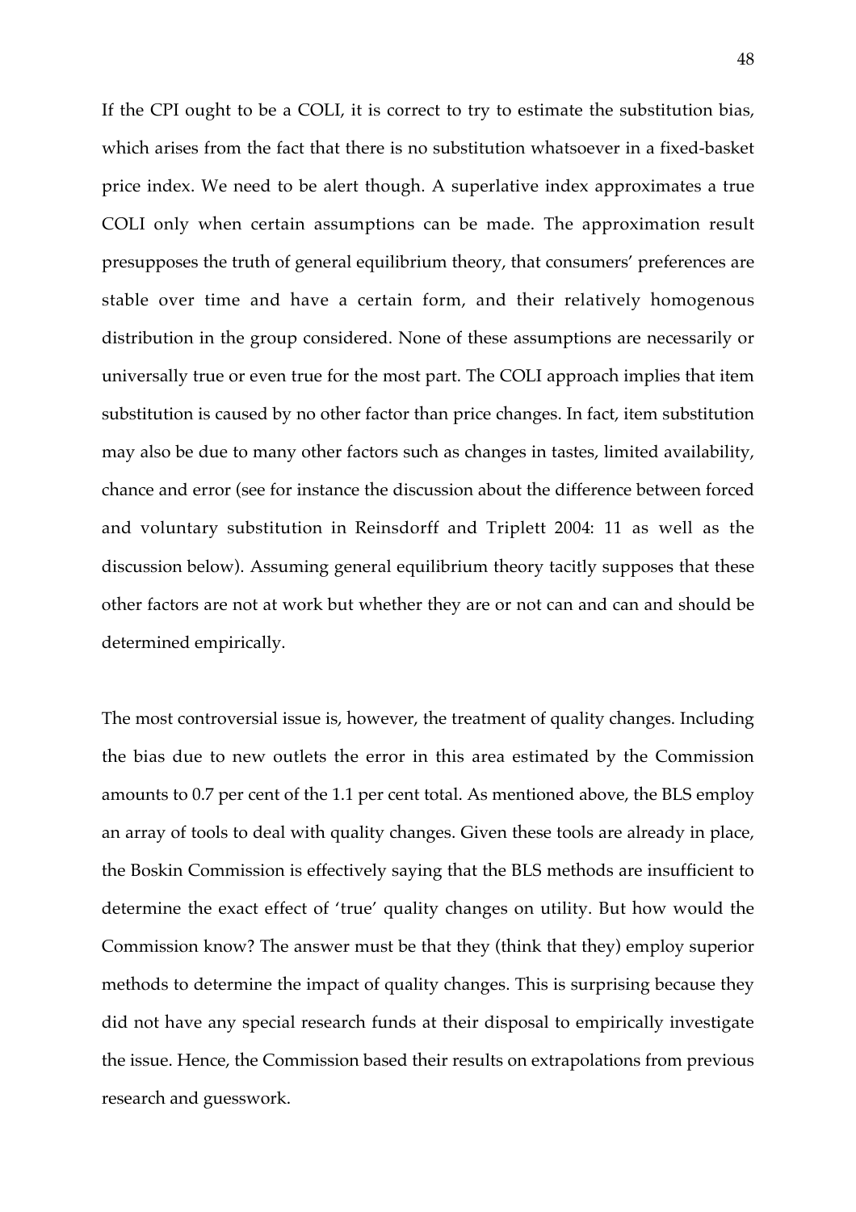If the CPI ought to be a COLI, it is correct to try to estimate the substitution bias, which arises from the fact that there is no substitution whatsoever in a fixed-basket price index. We need to be alert though. A superlative index approximates a true COLI only when certain assumptions can be made. The approximation result presupposes the truth of general equilibrium theory, that consumers' preferences are stable over time and have a certain form, and their relatively homogenous distribution in the group considered. None of these assumptions are necessarily or universally true or even true for the most part. The COLI approach implies that item substitution is caused by no other factor than price changes. In fact, item substitution may also be due to many other factors such as changes in tastes, limited availability, chance and error (see for instance the discussion about the difference between forced and voluntary substitution in Reinsdorff and Triplett 2004: 11 as well as the discussion below). Assuming general equilibrium theory tacitly supposes that these other factors are not at work but whether they are or not can and can and should be determined empirically.

The most controversial issue is, however, the treatment of quality changes. Including the bias due to new outlets the error in this area estimated by the Commission amounts to 0.7 per cent of the 1.1 per cent total. As mentioned above, the BLS employ an array of tools to deal with quality changes. Given these tools are already in place, the Boskin Commission is effectively saying that the BLS methods are insufficient to determine the exact effect of 'true' quality changes on utility. But how would the Commission know? The answer must be that they (think that they) employ superior methods to determine the impact of quality changes. This is surprising because they did not have any special research funds at their disposal to empirically investigate the issue. Hence, the Commission based their results on extrapolations from previous research and guesswork.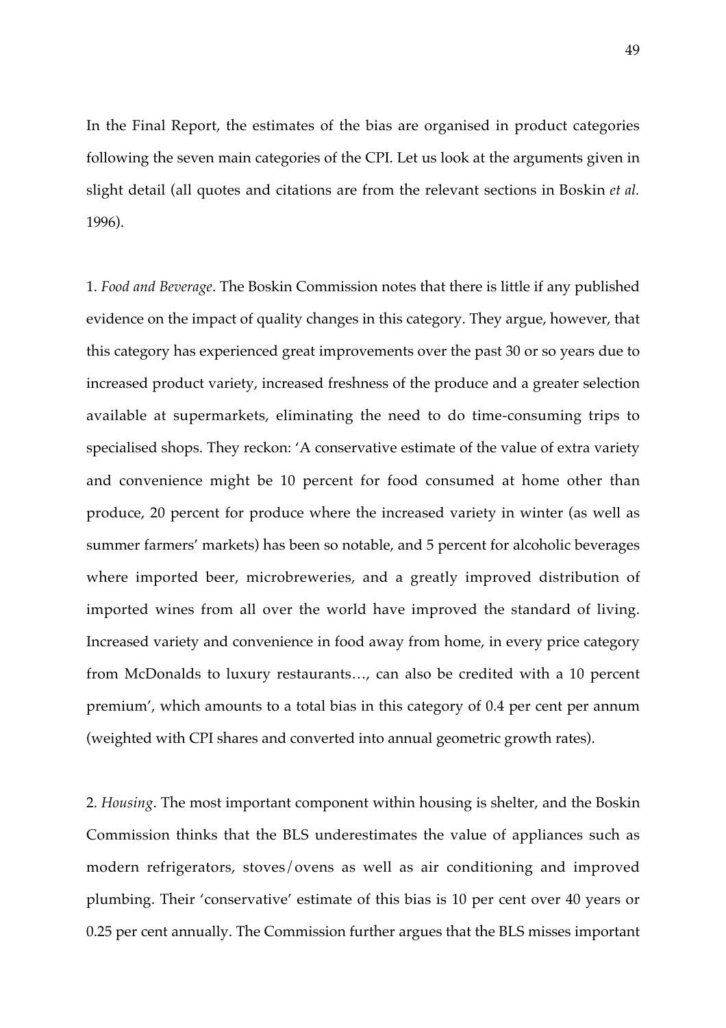In the Final Report, the estimates of the bias are organised in product categories following the seven main categories of the CPI. Let us look at the arguments given in slight detail (all quotes and citations are from the relevant sections in Boskin *et al.* 1996).

1. *Food and Beverage*. The Boskin Commission notes that there is little if any published evidence on the impact of quality changes in this category. They argue, however, that this category has experienced great improvements over the past 30 or so years due to increased product variety, increased freshness of the produce and a greater selection available at supermarkets, eliminating the need to do time-consuming trips to specialised shops. They reckon: 'A conservative estimate of the value of extra variety and convenience might be 10 percent for food consumed at home other than produce, 20 percent for produce where the increased variety in winter (as well as summer farmers' markets) has been so notable, and 5 percent for alcoholic beverages where imported beer, microbreweries, and a greatly improved distribution of imported wines from all over the world have improved the standard of living. Increased variety and convenience in food away from home, in every price category from McDonalds to luxury restaurants…, can also be credited with a 10 percent premium', which amounts to a total bias in this category of 0.4 per cent per annum (weighted with CPI shares and converted into annual geometric growth rates).

2. *Housing*. The most important component within housing is shelter, and the Boskin Commission thinks that the BLS underestimates the value of appliances such as modern refrigerators, stoves/ovens as well as air conditioning and improved plumbing. Their 'conservative' estimate of this bias is 10 per cent over 40 years or 0.25 per cent annually. The Commission further argues that the BLS misses important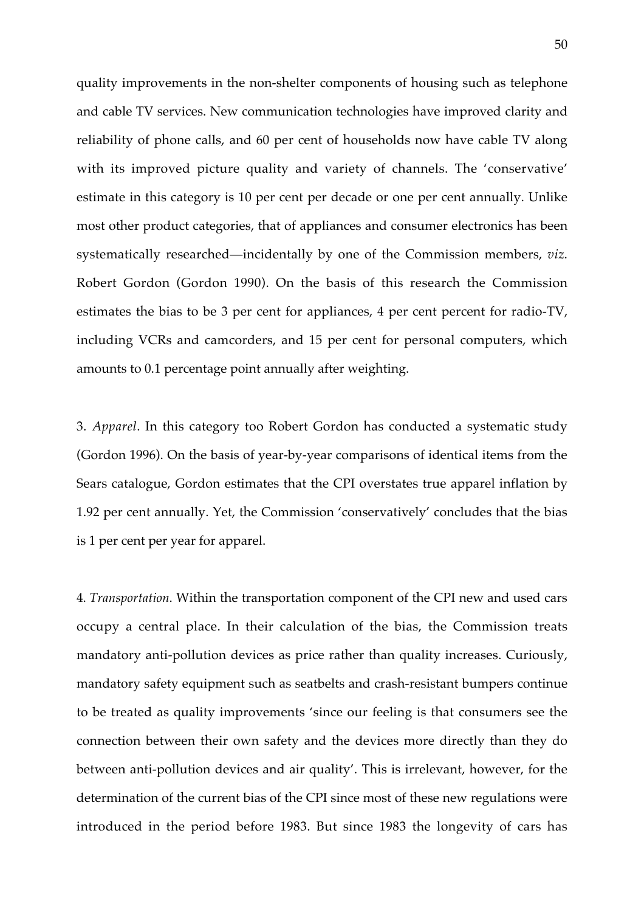quality improvements in the non-shelter components of housing such as telephone and cable TV services. New communication technologies have improved clarity and reliability of phone calls, and 60 per cent of households now have cable TV along with its improved picture quality and variety of channels. The 'conservative' estimate in this category is 10 per cent per decade or one per cent annually. Unlike most other product categories, that of appliances and consumer electronics has been systematically researched—incidentally by one of the Commission members, *viz*. Robert Gordon (Gordon 1990). On the basis of this research the Commission estimates the bias to be 3 per cent for appliances, 4 per cent percent for radio-TV, including VCRs and camcorders, and 15 per cent for personal computers, which amounts to 0.1 percentage point annually after weighting.

3. *Apparel*. In this category too Robert Gordon has conducted a systematic study (Gordon 1996). On the basis of year-by-year comparisons of identical items from the Sears catalogue, Gordon estimates that the CPI overstates true apparel inflation by 1.92 per cent annually. Yet, the Commission 'conservatively' concludes that the bias is 1 per cent per year for apparel.

4. *Transportation*. Within the transportation component of the CPI new and used cars occupy a central place. In their calculation of the bias, the Commission treats mandatory anti-pollution devices as price rather than quality increases. Curiously, mandatory safety equipment such as seatbelts and crash-resistant bumpers continue to be treated as quality improvements 'since our feeling is that consumers see the connection between their own safety and the devices more directly than they do between anti-pollution devices and air quality'. This is irrelevant, however, for the determination of the current bias of the CPI since most of these new regulations were introduced in the period before 1983. But since 1983 the longevity of cars has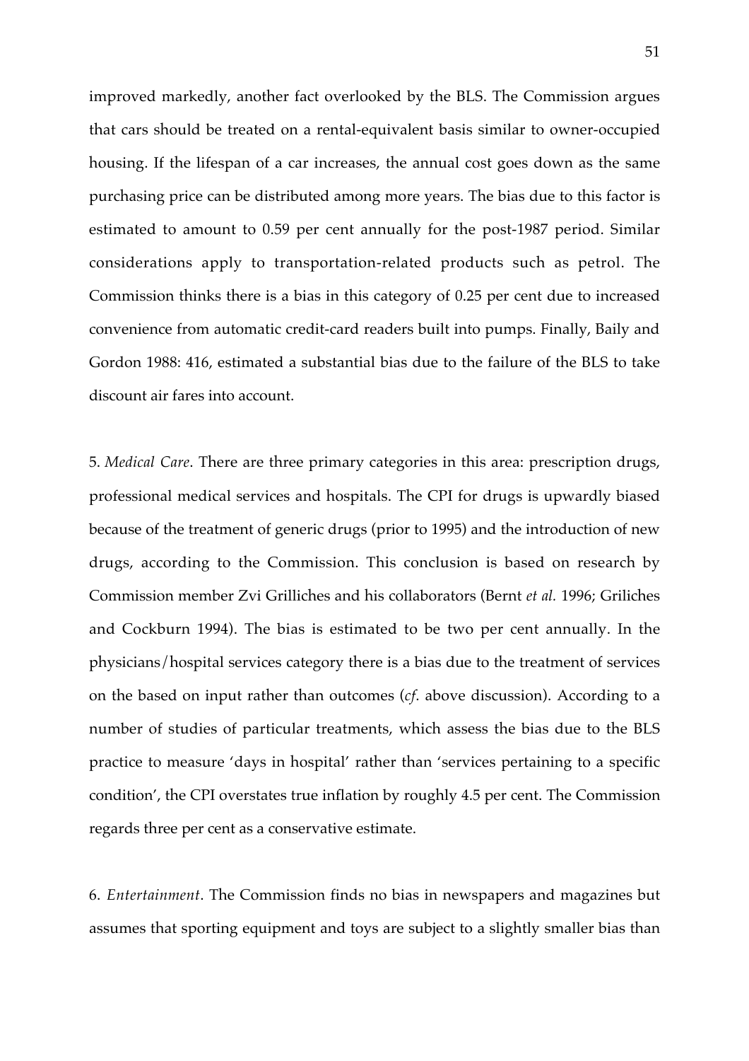improved markedly, another fact overlooked by the BLS. The Commission argues that cars should be treated on a rental-equivalent basis similar to owner-occupied housing. If the lifespan of a car increases, the annual cost goes down as the same purchasing price can be distributed among more years. The bias due to this factor is estimated to amount to 0.59 per cent annually for the post-1987 period. Similar considerations apply to transportation-related products such as petrol. The Commission thinks there is a bias in this category of 0.25 per cent due to increased convenience from automatic credit-card readers built into pumps. Finally, Baily and Gordon 1988: 416, estimated a substantial bias due to the failure of the BLS to take discount air fares into account.

5. *Medical Care*. There are three primary categories in this area: prescription drugs, professional medical services and hospitals. The CPI for drugs is upwardly biased because of the treatment of generic drugs (prior to 1995) and the introduction of new drugs, according to the Commission. This conclusion is based on research by Commission member Zvi Grilliches and his collaborators (Bernt *et al.* 1996; Griliches and Cockburn 1994). The bias is estimated to be two per cent annually. In the physicians/hospital services category there is a bias due to the treatment of services on the based on input rather than outcomes (*cf*. above discussion). According to a number of studies of particular treatments, which assess the bias due to the BLS practice to measure 'days in hospital' rather than 'services pertaining to a specific condition', the CPI overstates true inflation by roughly 4.5 per cent. The Commission regards three per cent as a conservative estimate.

6. *Entertainment*. The Commission finds no bias in newspapers and magazines but assumes that sporting equipment and toys are subject to a slightly smaller bias than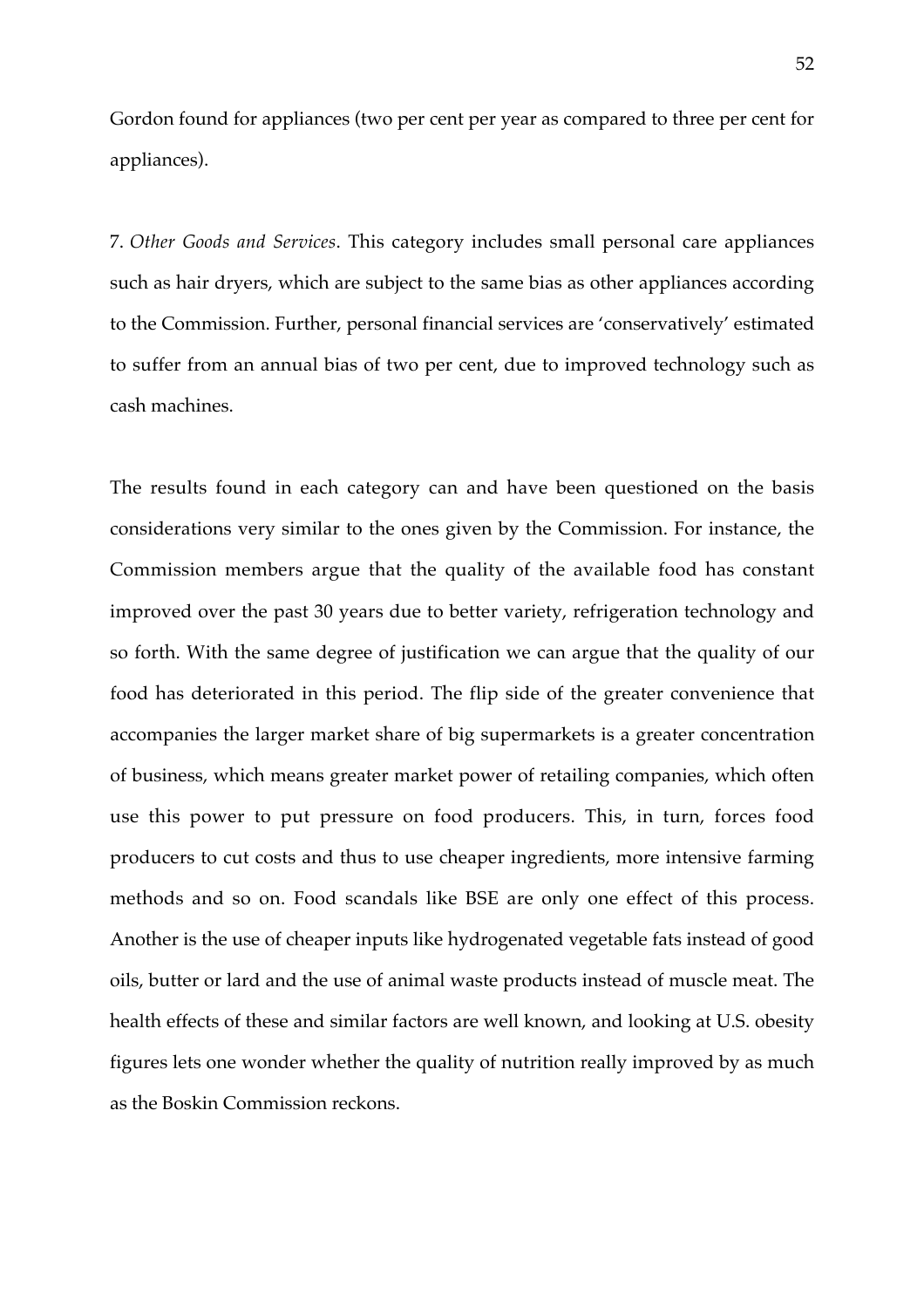Gordon found for appliances (two per cent per year as compared to three per cent for appliances).

7. *Other Goods and Services*. This category includes small personal care appliances such as hair dryers, which are subject to the same bias as other appliances according to the Commission. Further, personal financial services are 'conservatively' estimated to suffer from an annual bias of two per cent, due to improved technology such as cash machines.

The results found in each category can and have been questioned on the basis considerations very similar to the ones given by the Commission. For instance, the Commission members argue that the quality of the available food has constant improved over the past 30 years due to better variety, refrigeration technology and so forth. With the same degree of justification we can argue that the quality of our food has deteriorated in this period. The flip side of the greater convenience that accompanies the larger market share of big supermarkets is a greater concentration of business, which means greater market power of retailing companies, which often use this power to put pressure on food producers. This, in turn, forces food producers to cut costs and thus to use cheaper ingredients, more intensive farming methods and so on. Food scandals like BSE are only one effect of this process. Another is the use of cheaper inputs like hydrogenated vegetable fats instead of good oils, butter or lard and the use of animal waste products instead of muscle meat. The health effects of these and similar factors are well known, and looking at U.S. obesity figures lets one wonder whether the quality of nutrition really improved by as much as the Boskin Commission reckons.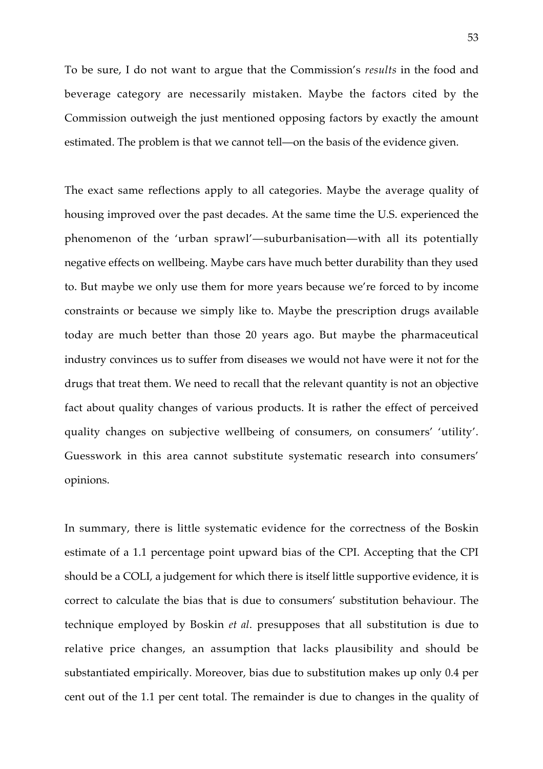To be sure, I do not want to argue that the Commission's *results* in the food and beverage category are necessarily mistaken. Maybe the factors cited by the Commission outweigh the just mentioned opposing factors by exactly the amount estimated. The problem is that we cannot tell—on the basis of the evidence given.

The exact same reflections apply to all categories. Maybe the average quality of housing improved over the past decades. At the same time the U.S. experienced the phenomenon of the 'urban sprawl'—suburbanisation—with all its potentially negative effects on wellbeing. Maybe cars have much better durability than they used to. But maybe we only use them for more years because we're forced to by income constraints or because we simply like to. Maybe the prescription drugs available today are much better than those 20 years ago. But maybe the pharmaceutical industry convinces us to suffer from diseases we would not have were it not for the drugs that treat them. We need to recall that the relevant quantity is not an objective fact about quality changes of various products. It is rather the effect of perceived quality changes on subjective wellbeing of consumers, on consumers' 'utility'. Guesswork in this area cannot substitute systematic research into consumers' opinions.

In summary, there is little systematic evidence for the correctness of the Boskin estimate of a 1.1 percentage point upward bias of the CPI. Accepting that the CPI should be a COLI, a judgement for which there is itself little supportive evidence, it is correct to calculate the bias that is due to consumers' substitution behaviour. The technique employed by Boskin *et al*. presupposes that all substitution is due to relative price changes, an assumption that lacks plausibility and should be substantiated empirically. Moreover, bias due to substitution makes up only 0.4 per cent out of the 1.1 per cent total. The remainder is due to changes in the quality of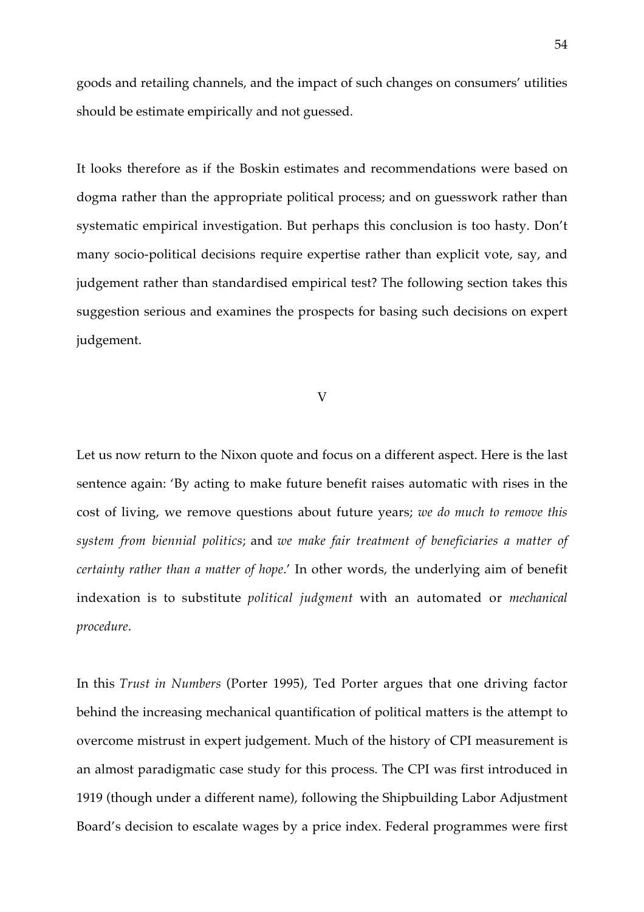goods and retailing channels, and the impact of such changes on consumers' utilities should be estimate empirically and not guessed.

It looks therefore as if the Boskin estimates and recommendations were based on dogma rather than the appropriate political process; and on guesswork rather than systematic empirical investigation. But perhaps this conclusion is too hasty. Don't many socio-political decisions require expertise rather than explicit vote, say, and judgement rather than standardised empirical test? The following section takes this suggestion serious and examines the prospects for basing such decisions on expert judgement.

## V

Let us now return to the Nixon quote and focus on a different aspect. Here is the last sentence again: 'By acting to make future benefit raises automatic with rises in the cost of living, we remove questions about future years; *we do much to remove this system from biennial politics*; and *we make fair treatment of beneficiaries a matter of certainty rather than a matter of hope*.' In other words, the underlying aim of benefit indexation is to substitute *political judgment* with an automated or *mechanical procedure*.

In this *Trust in Numbers* (Porter 1995), Ted Porter argues that one driving factor behind the increasing mechanical quantification of political matters is the attempt to overcome mistrust in expert judgement. Much of the history of CPI measurement is an almost paradigmatic case study for this process. The CPI was first introduced in 1919 (though under a different name), following the Shipbuilding Labor Adjustment Board's decision to escalate wages by a price index. Federal programmes were first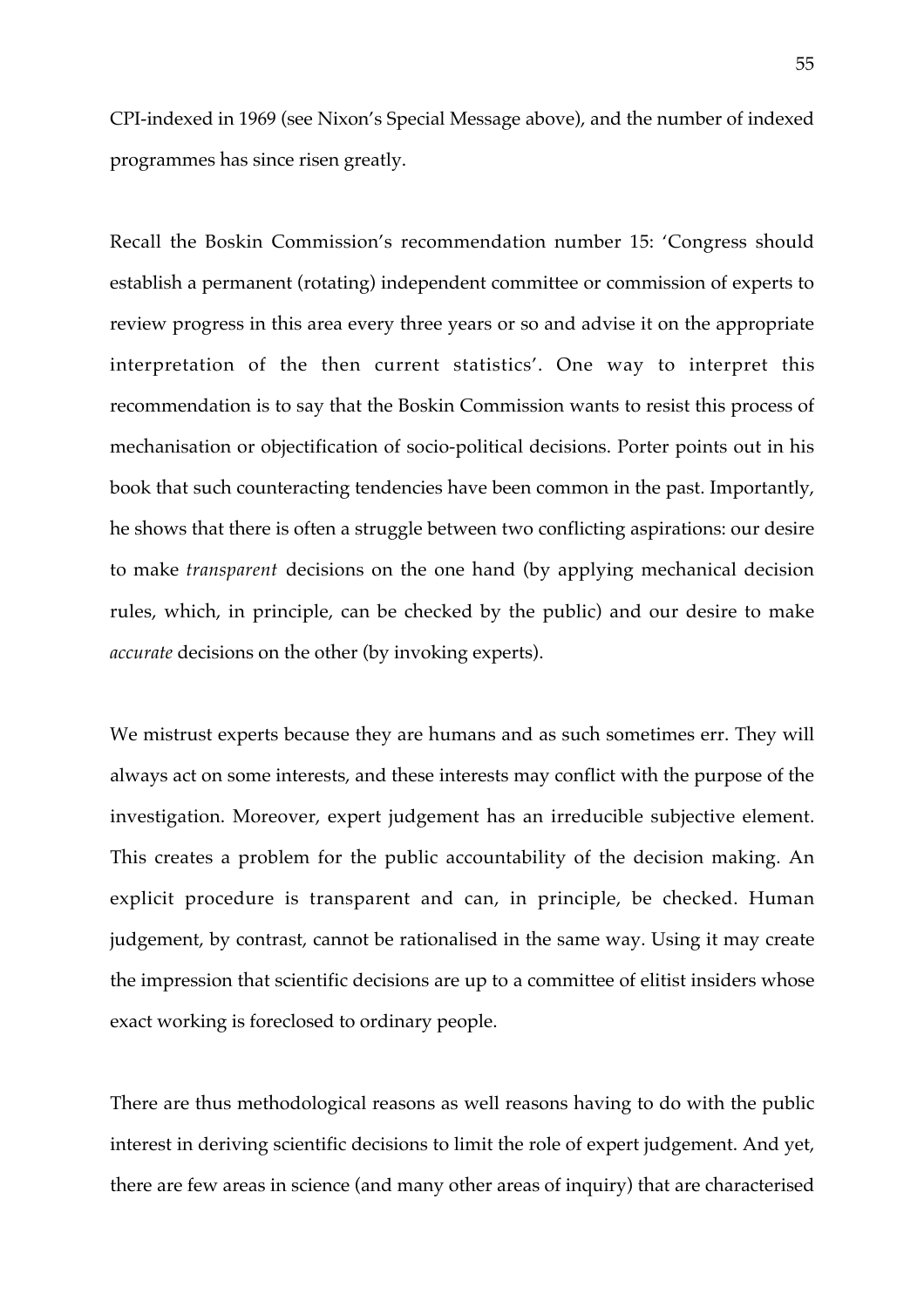CPI-indexed in 1969 (see Nixon's Special Message above), and the number of indexed programmes has since risen greatly.

Recall the Boskin Commission's recommendation number 15: 'Congress should establish a permanent (rotating) independent committee or commission of experts to review progress in this area every three years or so and advise it on the appropriate interpretation of the then current statistics'. One way to interpret this recommendation is to say that the Boskin Commission wants to resist this process of mechanisation or objectification of socio-political decisions. Porter points out in his book that such counteracting tendencies have been common in the past. Importantly, he shows that there is often a struggle between two conflicting aspirations: our desire to make *transparent* decisions on the one hand (by applying mechanical decision rules, which, in principle, can be checked by the public) and our desire to make *accurate* decisions on the other (by invoking experts).

We mistrust experts because they are humans and as such sometimes err. They will always act on some interests, and these interests may conflict with the purpose of the investigation. Moreover, expert judgement has an irreducible subjective element. This creates a problem for the public accountability of the decision making. An explicit procedure is transparent and can, in principle, be checked. Human judgement, by contrast, cannot be rationalised in the same way. Using it may create the impression that scientific decisions are up to a committee of elitist insiders whose exact working is foreclosed to ordinary people.

There are thus methodological reasons as well reasons having to do with the public interest in deriving scientific decisions to limit the role of expert judgement. And yet, there are few areas in science (and many other areas of inquiry) that are characterised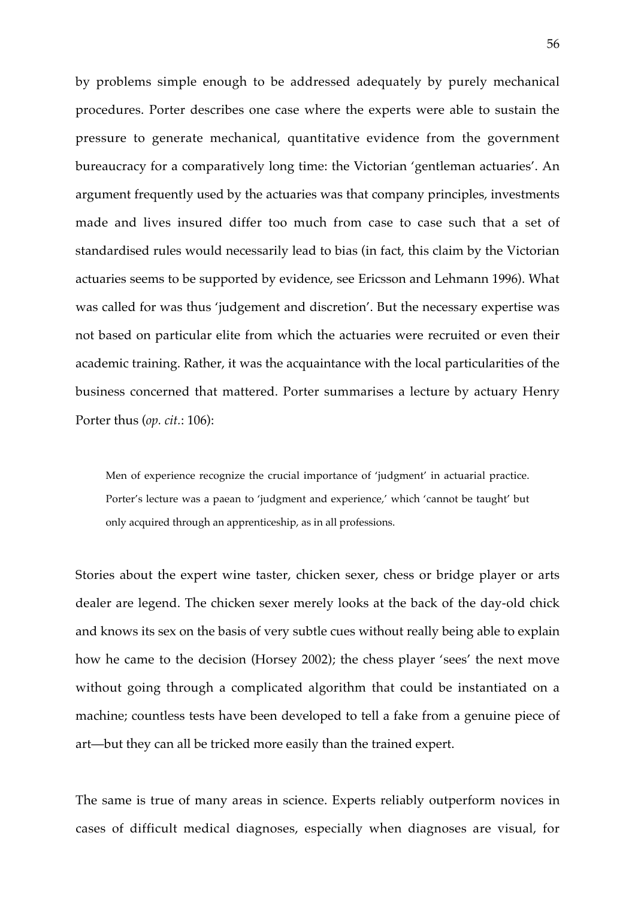by problems simple enough to be addressed adequately by purely mechanical procedures. Porter describes one case where the experts were able to sustain the pressure to generate mechanical, quantitative evidence from the government bureaucracy for a comparatively long time: the Victorian 'gentleman actuaries'. An argument frequently used by the actuaries was that company principles, investments made and lives insured differ too much from case to case such that a set of standardised rules would necessarily lead to bias (in fact, this claim by the Victorian actuaries seems to be supported by evidence, see Ericsson and Lehmann 1996). What was called for was thus 'judgement and discretion'. But the necessary expertise was not based on particular elite from which the actuaries were recruited or even their academic training. Rather, it was the acquaintance with the local particularities of the business concerned that mattered. Porter summarises a lecture by actuary Henry Porter thus (*op. cit.*: 106):

> Men of experience recognize the crucial importance of 'judgment' in actuarial practice. Porter's lecture was a paean to 'judgment and experience,' which 'cannot be taught' but only acquired through an apprenticeship, as in all professions.

Stories about the expert wine taster, chicken sexer, chess or bridge player or arts dealer are legend. The chicken sexer merely looks at the back of the day-old chick and knows its sex on the basis of very subtle cues without really being able to explain how he came to the decision (Horsey 2002); the chess player 'sees' the next move without going through a complicated algorithm that could be instantiated on a machine; countless tests have been developed to tell a fake from a genuine piece of art—but they can all be tricked more easily than the trained expert.

The same is true of many areas in science. Experts reliably outperform novices in cases of difficult medical diagnoses, especially when diagnoses are visual, for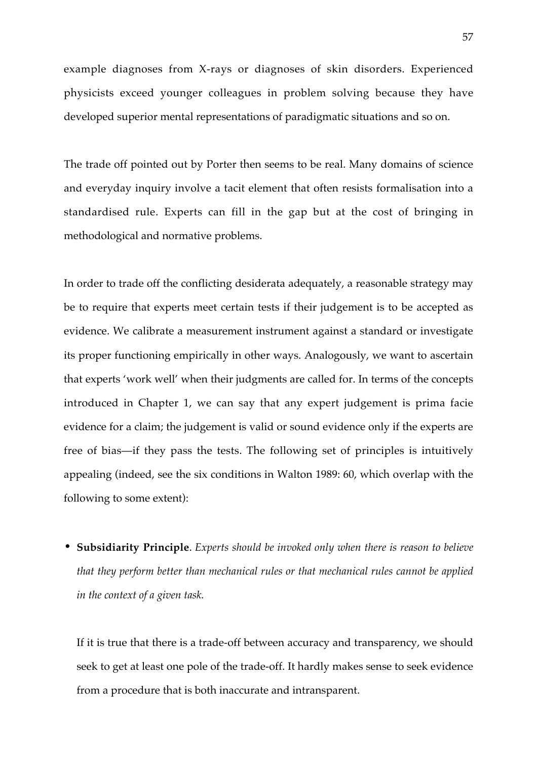example diagnoses from X-rays or diagnoses of skin disorders. Experienced physicists exceed younger colleagues in problem solving because they have developed superior mental representations of paradigmatic situations and so on.

The trade off pointed out by Porter then seems to be real. Many domains of science and everyday inquiry involve a tacit element that often resists formalisation into a standardised rule. Experts can fill in the gap but at the cost of bringing in methodological and normative problems.

In order to trade off the conflicting desiderata adequately, a reasonable strategy may be to require that experts meet certain tests if their judgement is to be accepted as evidence. We calibrate a measurement instrument against a standard or investigate its proper functioning empirically in other ways. Analogously, we want to ascertain that experts 'work well' when their judgments are called for. In terms of the concepts introduced in Chapter 1, we can say that any expert judgement is prima facie evidence for a claim; the judgement is valid or sound evidence only if the experts are free of bias—if they pass the tests. The following set of principles is intuitively appealing (indeed, see the six conditions in Walton 1989: 60, which overlap with the following to some extent):

- **Subsidiarity Principle**. *Experts should be invoked only when there is reason to believe that they perform better than mechanical rules or that mechanical rules cannot be applied in the context of a given task.*

  If it is true that there is a trade-off between accuracy and transparency, we should seek to get at least one pole of the trade-off. It hardly makes sense to seek evidence from a procedure that is both inaccurate and intransparent.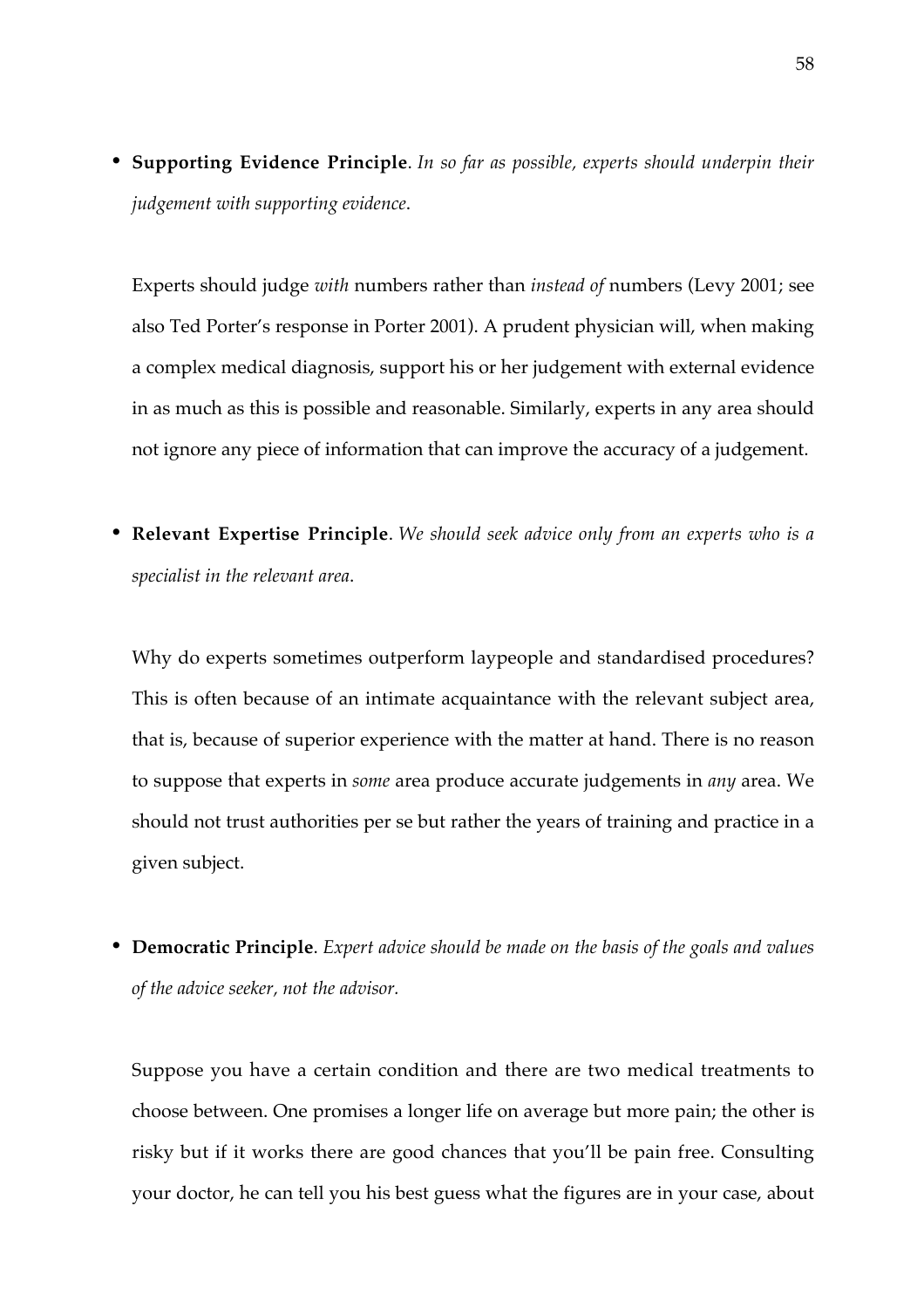- **Supporting Evidence Principle**. *In so far as possible, experts should underpin their judgement with supporting evidence*.

  Experts should judge *with* numbers rather than *instead of* numbers (Levy 2001; see also Ted Porter's response in Porter 2001). A prudent physician will, when making a complex medical diagnosis, support his or her judgement with external evidence in as much as this is possible and reasonable. Similarly, experts in any area should not ignore any piece of information that can improve the accuracy of a judgement.

- **Relevant Expertise Principle**. *We should seek advice only from an experts who is a specialist in the relevant area*.

  Why do experts sometimes outperform laypeople and standardised procedures? This is often because of an intimate acquaintance with the relevant subject area, that is, because of superior experience with the matter at hand. There is no reason to suppose that experts in *some* area produce accurate judgements in *any* area. We should not trust authorities per se but rather the years of training and practice in a given subject.

- **Democratic Principle**. *Expert advice should be made on the basis of the goals and values of the advice seeker, not the advisor.*

  Suppose you have a certain condition and there are two medical treatments to choose between. One promises a longer life on average but more pain; the other is risky but if it works there are good chances that you'll be pain free. Consulting your doctor, he can tell you his best guess what the figures are in your case, about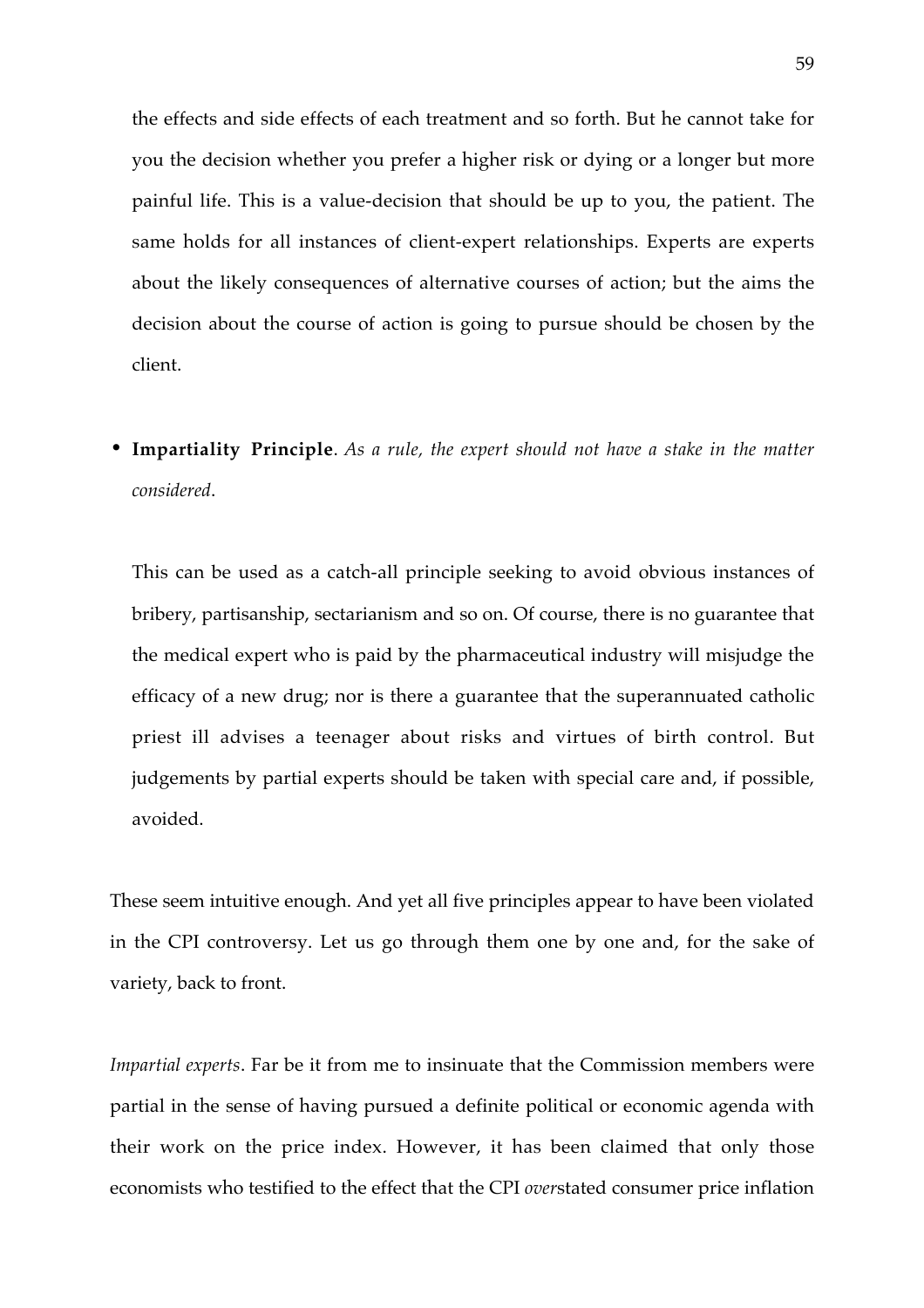the effects and side effects of each treatment and so forth. But he cannot take for you the decision whether you prefer a higher risk or dying or a longer but more painful life. This is a value-decision that should be up to you, the patient. The same holds for all instances of client-expert relationships. Experts are experts about the likely consequences of alternative courses of action; but the aims the decision about the course of action is going to pursue should be chosen by the client.

- **Impartiality Principle**. *As a rule, the expert should not have a stake in the matter considered*.

  This can be used as a catch-all principle seeking to avoid obvious instances of bribery, partisanship, sectarianism and so on. Of course, there is no guarantee that the medical expert who is paid by the pharmaceutical industry will misjudge the efficacy of a new drug; nor is there a guarantee that the superannuated catholic priest ill advises a teenager about risks and virtues of birth control. But judgements by partial experts should be taken with special care and, if possible, avoided.

These seem intuitive enough. And yet all five principles appear to have been violated in the CPI controversy. Let us go through them one by one and, for the sake of variety, back to front.

*Impartial experts*. Far be it from me to insinuate that the Commission members were partial in the sense of having pursued a definite political or economic agenda with their work on the price index. However, it has been claimed that only those economists who testified to the effect that the CPI *over*stated consumer price inflation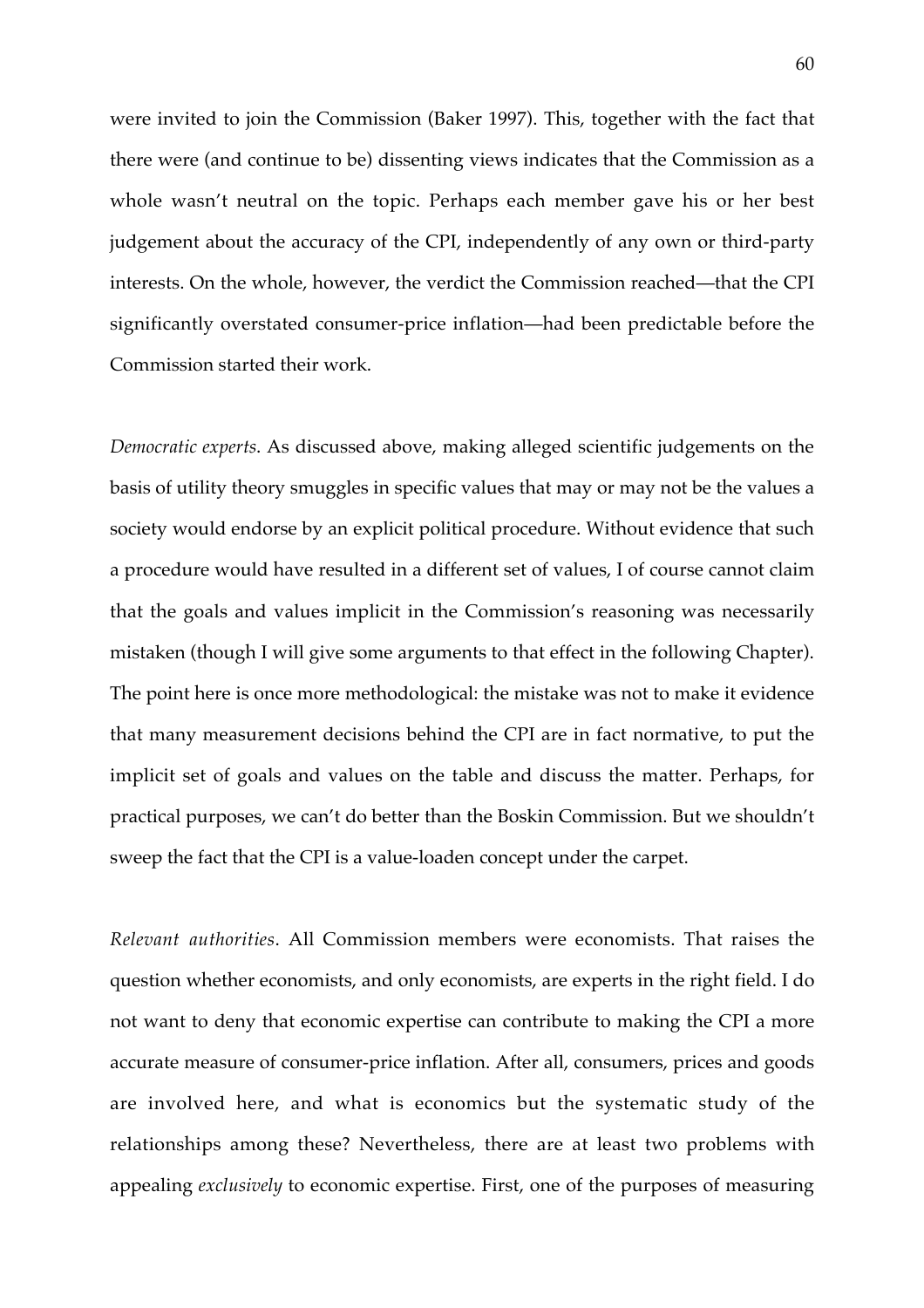were invited to join the Commission (Baker 1997). This, together with the fact that there were (and continue to be) dissenting views indicates that the Commission as a whole wasn't neutral on the topic. Perhaps each member gave his or her best judgement about the accuracy of the CPI, independently of any own or third-party interests. On the whole, however, the verdict the Commission reached—that the CPI significantly overstated consumer-price inflation—had been predictable before the Commission started their work.

*Democratic experts*. As discussed above, making alleged scientific judgements on the basis of utility theory smuggles in specific values that may or may not be the values a society would endorse by an explicit political procedure. Without evidence that such a procedure would have resulted in a different set of values, I of course cannot claim that the goals and values implicit in the Commission's reasoning was necessarily mistaken (though I will give some arguments to that effect in the following Chapter). The point here is once more methodological: the mistake was not to make it evidence that many measurement decisions behind the CPI are in fact normative, to put the implicit set of goals and values on the table and discuss the matter. Perhaps, for practical purposes, we can't do better than the Boskin Commission. But we shouldn't sweep the fact that the CPI is a value-loaden concept under the carpet.

*Relevant authorities*. All Commission members were economists. That raises the question whether economists, and only economists, are experts in the right field. I do not want to deny that economic expertise can contribute to making the CPI a more accurate measure of consumer-price inflation. After all, consumers, prices and goods are involved here, and what is economics but the systematic study of the relationships among these? Nevertheless, there are at least two problems with appealing *exclusively* to economic expertise. First, one of the purposes of measuring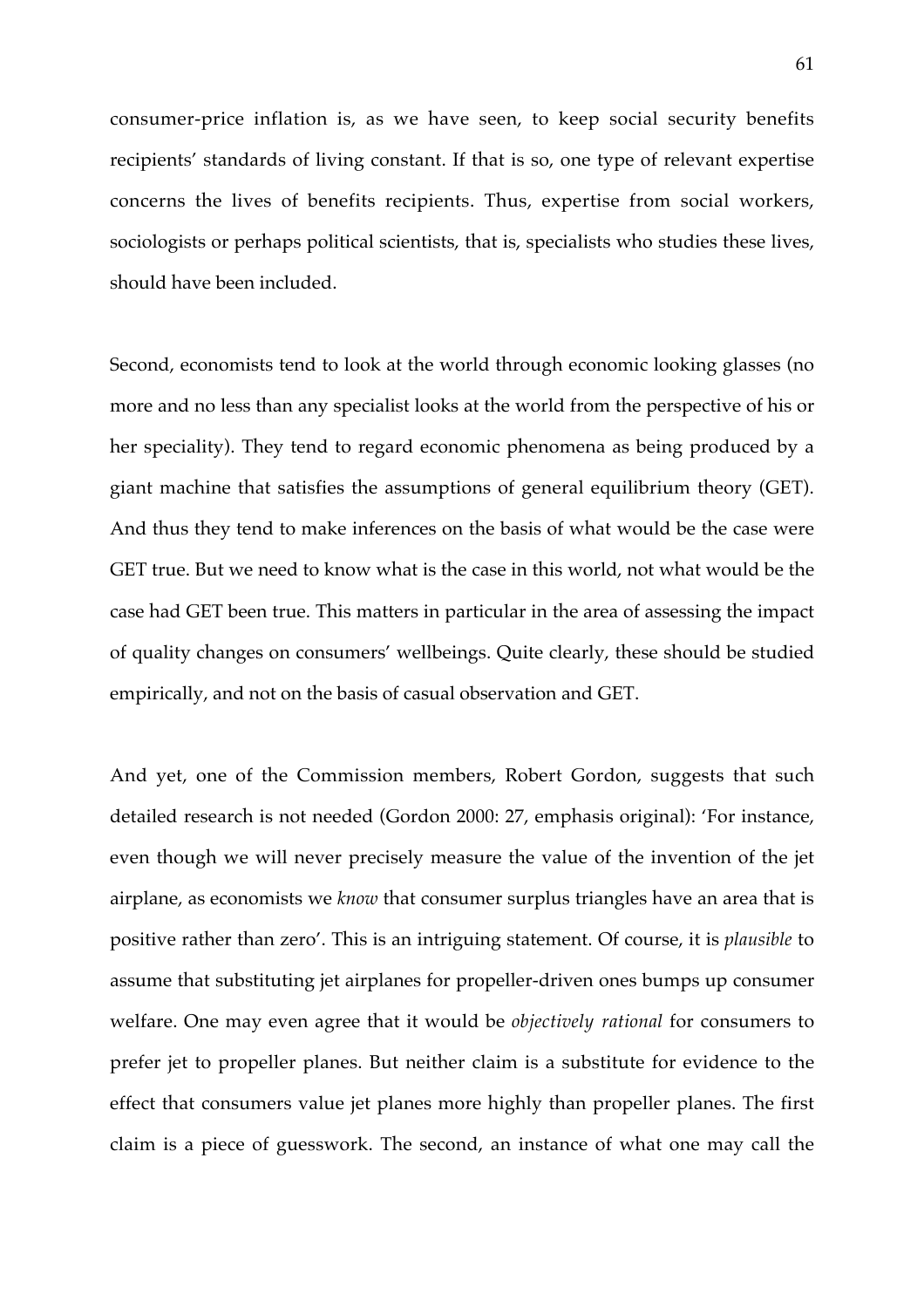consumer-price inflation is, as we have seen, to keep social security benefits recipients' standards of living constant. If that is so, one type of relevant expertise concerns the lives of benefits recipients. Thus, expertise from social workers, sociologists or perhaps political scientists, that is, specialists who studies these lives, should have been included.

Second, economists tend to look at the world through economic looking glasses (no more and no less than any specialist looks at the world from the perspective of his or her speciality). They tend to regard economic phenomena as being produced by a giant machine that satisfies the assumptions of general equilibrium theory (GET). And thus they tend to make inferences on the basis of what would be the case were GET true. But we need to know what is the case in this world, not what would be the case had GET been true. This matters in particular in the area of assessing the impact of quality changes on consumers' wellbeings. Quite clearly, these should be studied empirically, and not on the basis of casual observation and GET.

And yet, one of the Commission members, Robert Gordon, suggests that such detailed research is not needed (Gordon 2000: 27, emphasis original): 'For instance, even though we will never precisely measure the value of the invention of the jet airplane, as economists we *know* that consumer surplus triangles have an area that is positive rather than zero'. This is an intriguing statement. Of course, it is *plausible* to assume that substituting jet airplanes for propeller-driven ones bumps up consumer welfare. One may even agree that it would be *objectively rational* for consumers to prefer jet to propeller planes. But neither claim is a substitute for evidence to the effect that consumers value jet planes more highly than propeller planes. The first claim is a piece of guesswork. The second, an instance of what one may call the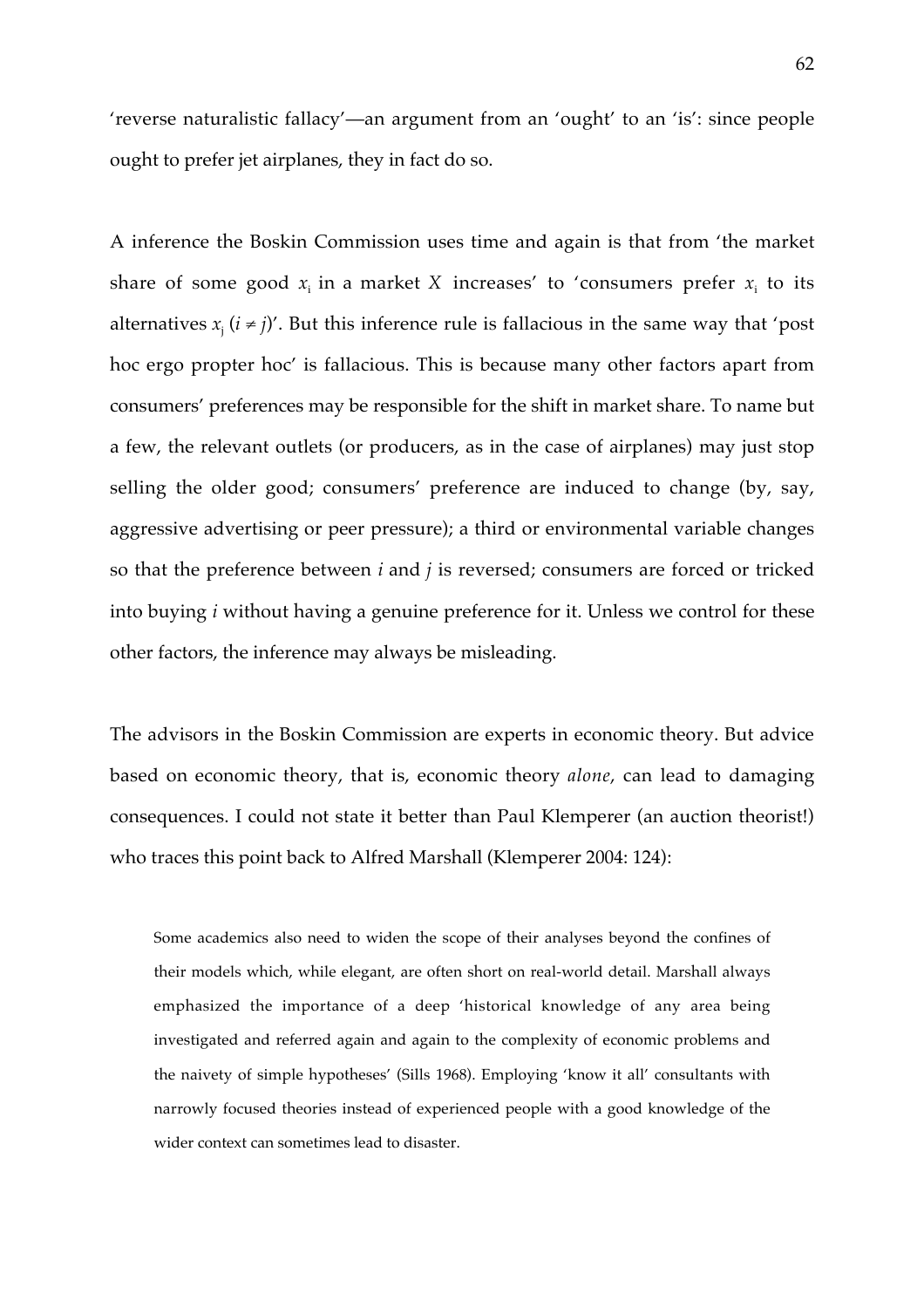'reverse naturalistic fallacy'—an argument from an 'ought' to an 'is': since people ought to prefer jet airplanes, they in fact do so.

A inference the Boskin Commission uses time and again is that from 'the market share of some good $x_i$ in a market $X$ increases' to 'consumers prefer $x_i$ to its alternatives $x_j$ ($i \neq j$)'. But this inference rule is fallacious in the same way that 'post hoc ergo propter hoc' is fallacious. This is because many other factors apart from consumers' preferences may be responsible for the shift in market share. To name but a few, the relevant outlets (or producers, as in the case of airplanes) may just stop selling the older good; consumers' preference are induced to change (by, say, aggressive advertising or peer pressure); a third or environmental variable changes so that the preference between *i* and *j* is reversed; consumers are forced or tricked into buying *i* without having a genuine preference for it. Unless we control for these other factors, the inference may always be misleading.

The advisors in the Boskin Commission are experts in economic theory. But advice based on economic theory, that is, economic theory *alone*, can lead to damaging consequences. I could not state it better than Paul Klemperer (an auction theorist!) who traces this point back to Alfred Marshall (Klemperer 2004: 124):

> Some academics also need to widen the scope of their analyses beyond the confines of their models which, while elegant, are often short on real-world detail. Marshall always emphasized the importance of a deep 'historical knowledge of any area being investigated and referred again and again to the complexity of economic problems and the naivety of simple hypotheses' (Sills 1968). Employing 'know it all' consultants with narrowly focused theories instead of experienced people with a good knowledge of the wider context can sometimes lead to disaster.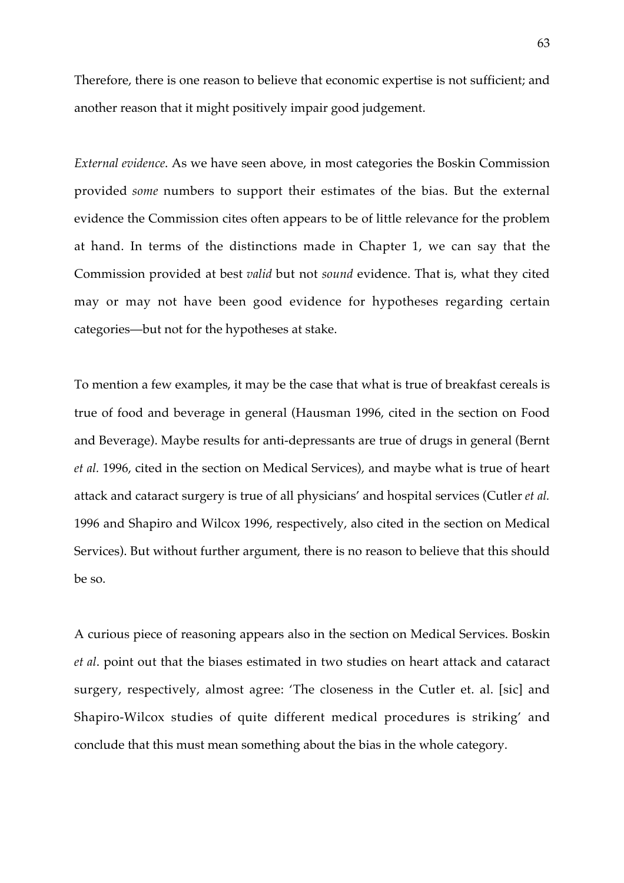Therefore, there is one reason to believe that economic expertise is not sufficient; and another reason that it might positively impair good judgement.

*External evidence*. As we have seen above, in most categories the Boskin Commission provided *some* numbers to support their estimates of the bias. But the external evidence the Commission cites often appears to be of little relevance for the problem at hand. In terms of the distinctions made in Chapter 1, we can say that the Commission provided at best *valid* but not *sound* evidence. That is, what they cited may or may not have been good evidence for hypotheses regarding certain categories—but not for the hypotheses at stake.

To mention a few examples, it may be the case that what is true of breakfast cereals is true of food and beverage in general (Hausman 1996, cited in the section on Food and Beverage). Maybe results for anti-depressants are true of drugs in general (Bernt *et al.* 1996, cited in the section on Medical Services), and maybe what is true of heart attack and cataract surgery is true of all physicians' and hospital services (Cutler *et al.* 1996 and Shapiro and Wilcox 1996, respectively, also cited in the section on Medical Services). But without further argument, there is no reason to believe that this should be so.

A curious piece of reasoning appears also in the section on Medical Services. Boskin *et al*. point out that the biases estimated in two studies on heart attack and cataract surgery, respectively, almost agree: 'The closeness in the Cutler et. al. [sic] and Shapiro-Wilcox studies of quite different medical procedures is striking' and conclude that this must mean something about the bias in the whole category.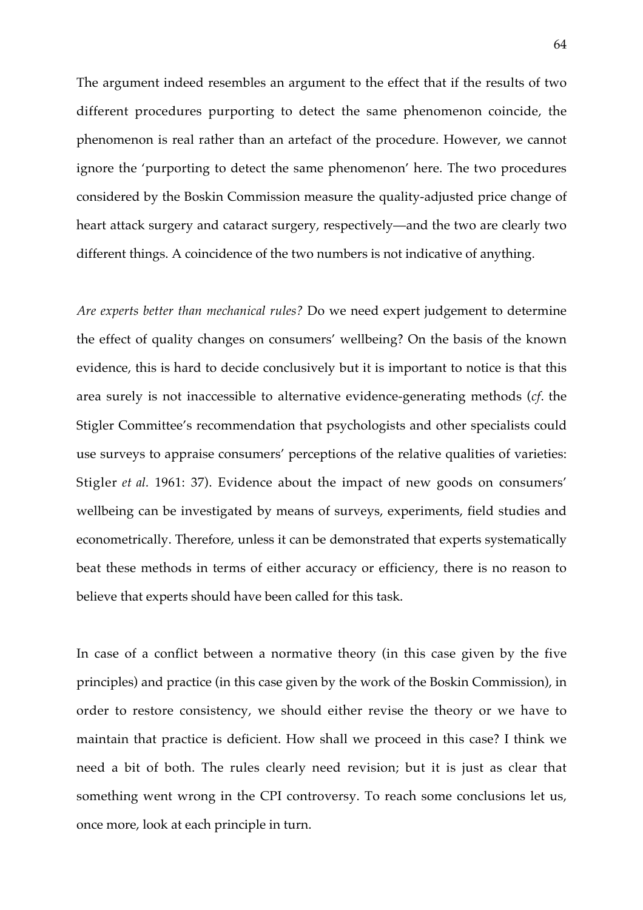The argument indeed resembles an argument to the effect that if the results of two different procedures purporting to detect the same phenomenon coincide, the phenomenon is real rather than an artefact of the procedure. However, we cannot ignore the 'purporting to detect the same phenomenon' here. The two procedures considered by the Boskin Commission measure the quality-adjusted price change of heart attack surgery and cataract surgery, respectively—and the two are clearly two different things. A coincidence of the two numbers is not indicative of anything.

*Are experts better than mechanical rules?* Do we need expert judgement to determine the effect of quality changes on consumers' wellbeing? On the basis of the known evidence, this is hard to decide conclusively but it is important to notice is that this area surely is not inaccessible to alternative evidence-generating methods (*cf*. the Stigler Committee's recommendation that psychologists and other specialists could use surveys to appraise consumers' perceptions of the relative qualities of varieties: Stigler *et al.* 1961: 37). Evidence about the impact of new goods on consumers' wellbeing can be investigated by means of surveys, experiments, field studies and econometrically. Therefore, unless it can be demonstrated that experts systematically beat these methods in terms of either accuracy or efficiency, there is no reason to believe that experts should have been called for this task.

In case of a conflict between a normative theory (in this case given by the five principles) and practice (in this case given by the work of the Boskin Commission), in order to restore consistency, we should either revise the theory or we have to maintain that practice is deficient. How shall we proceed in this case? I think we need a bit of both. The rules clearly need revision; but it is just as clear that something went wrong in the CPI controversy. To reach some conclusions let us, once more, look at each principle in turn.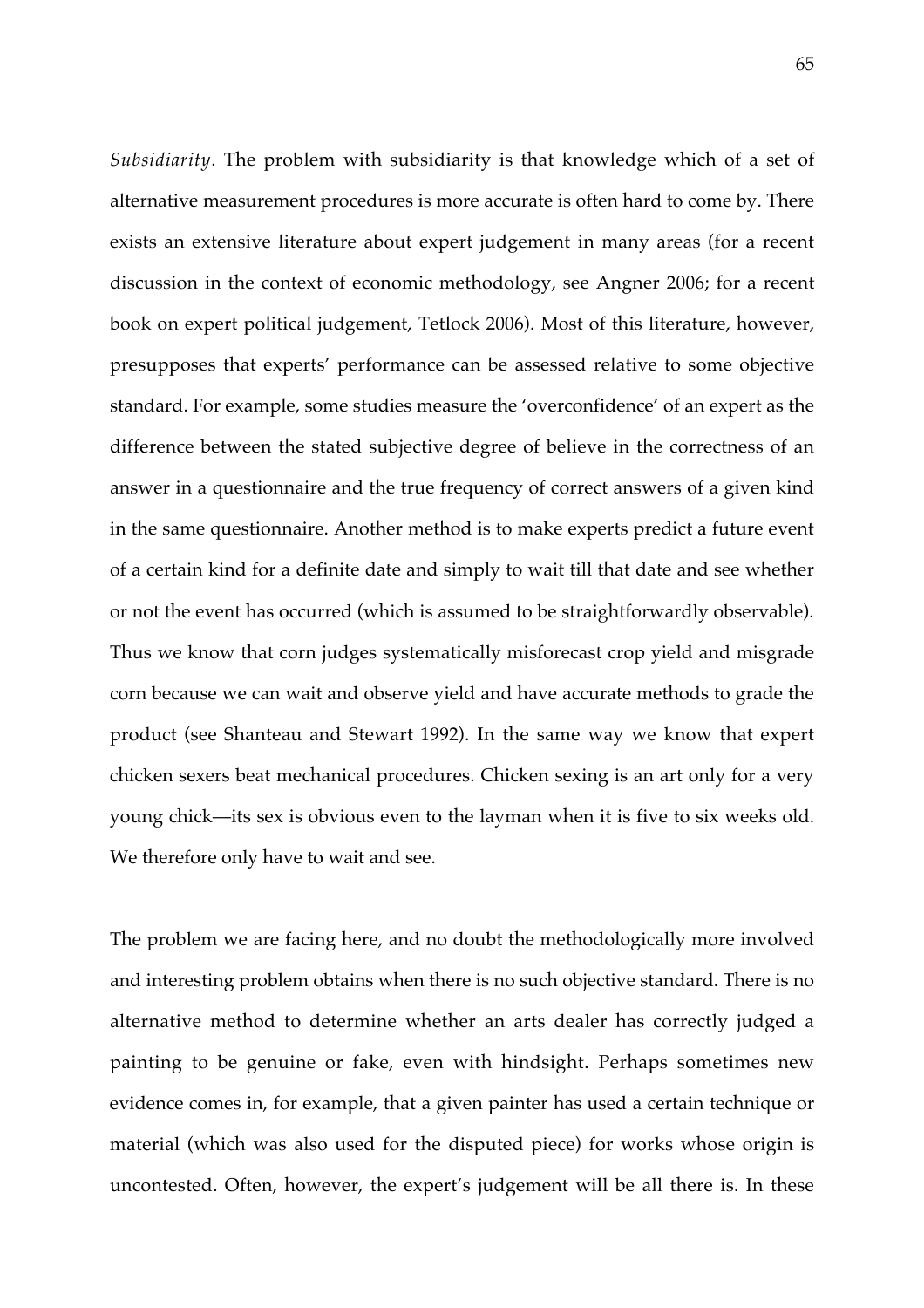*Subsidiarity*. The problem with subsidiarity is that knowledge which of a set of alternative measurement procedures is more accurate is often hard to come by. There exists an extensive literature about expert judgement in many areas (for a recent discussion in the context of economic methodology, see Angner 2006; for a recent book on expert political judgement, Tetlock 2006). Most of this literature, however, presupposes that experts' performance can be assessed relative to some objective standard. For example, some studies measure the 'overconfidence' of an expert as the difference between the stated subjective degree of believe in the correctness of an answer in a questionnaire and the true frequency of correct answers of a given kind in the same questionnaire. Another method is to make experts predict a future event of a certain kind for a definite date and simply to wait till that date and see whether or not the event has occurred (which is assumed to be straightforwardly observable). Thus we know that corn judges systematically misforecast crop yield and misgrade corn because we can wait and observe yield and have accurate methods to grade the product (see Shanteau and Stewart 1992). In the same way we know that expert chicken sexers beat mechanical procedures. Chicken sexing is an art only for a very young chick—its sex is obvious even to the layman when it is five to six weeks old. We therefore only have to wait and see.

The problem we are facing here, and no doubt the methodologically more involved and interesting problem obtains when there is no such objective standard. There is no alternative method to determine whether an arts dealer has correctly judged a painting to be genuine or fake, even with hindsight. Perhaps sometimes new evidence comes in, for example, that a given painter has used a certain technique or material (which was also used for the disputed piece) for works whose origin is uncontested. Often, however, the expert's judgement will be all there is. In these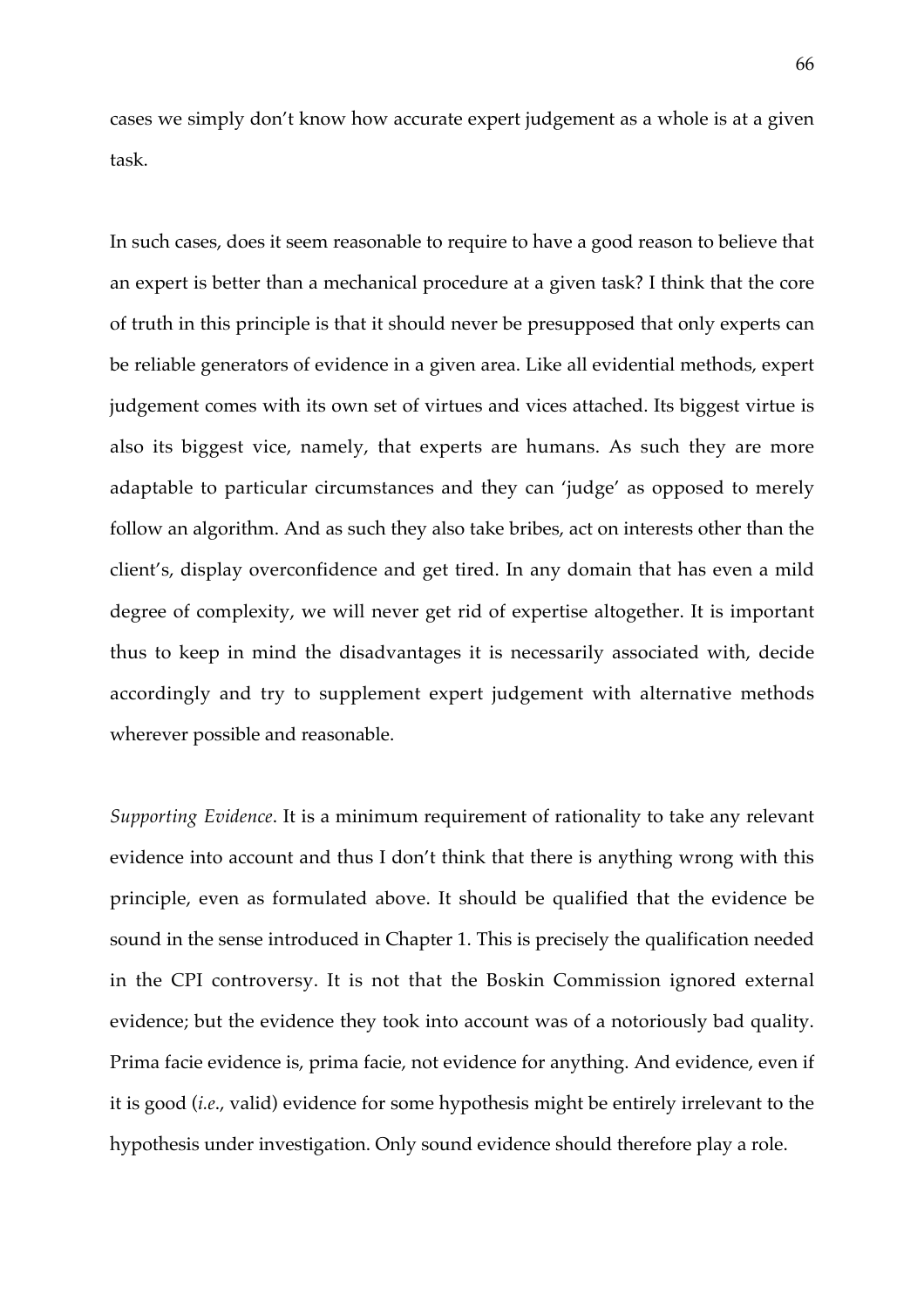cases we simply don't know how accurate expert judgement as a whole is at a given task.

In such cases, does it seem reasonable to require to have a good reason to believe that an expert is better than a mechanical procedure at a given task? I think that the core of truth in this principle is that it should never be presupposed that only experts can be reliable generators of evidence in a given area. Like all evidential methods, expert judgement comes with its own set of virtues and vices attached. Its biggest virtue is also its biggest vice, namely, that experts are humans. As such they are more adaptable to particular circumstances and they can 'judge' as opposed to merely follow an algorithm. And as such they also take bribes, act on interests other than the client's, display overconfidence and get tired. In any domain that has even a mild degree of complexity, we will never get rid of expertise altogether. It is important thus to keep in mind the disadvantages it is necessarily associated with, decide accordingly and try to supplement expert judgement with alternative methods wherever possible and reasonable.

*Supporting Evidence*. It is a minimum requirement of rationality to take any relevant evidence into account and thus I don't think that there is anything wrong with this principle, even as formulated above. It should be qualified that the evidence be sound in the sense introduced in Chapter 1. This is precisely the qualification needed in the CPI controversy. It is not that the Boskin Commission ignored external evidence; but the evidence they took into account was of a notoriously bad quality. Prima facie evidence is, prima facie, not evidence for anything. And evidence, even if it is good (*i.e.*, valid) evidence for some hypothesis might be entirely irrelevant to the hypothesis under investigation. Only sound evidence should therefore play a role.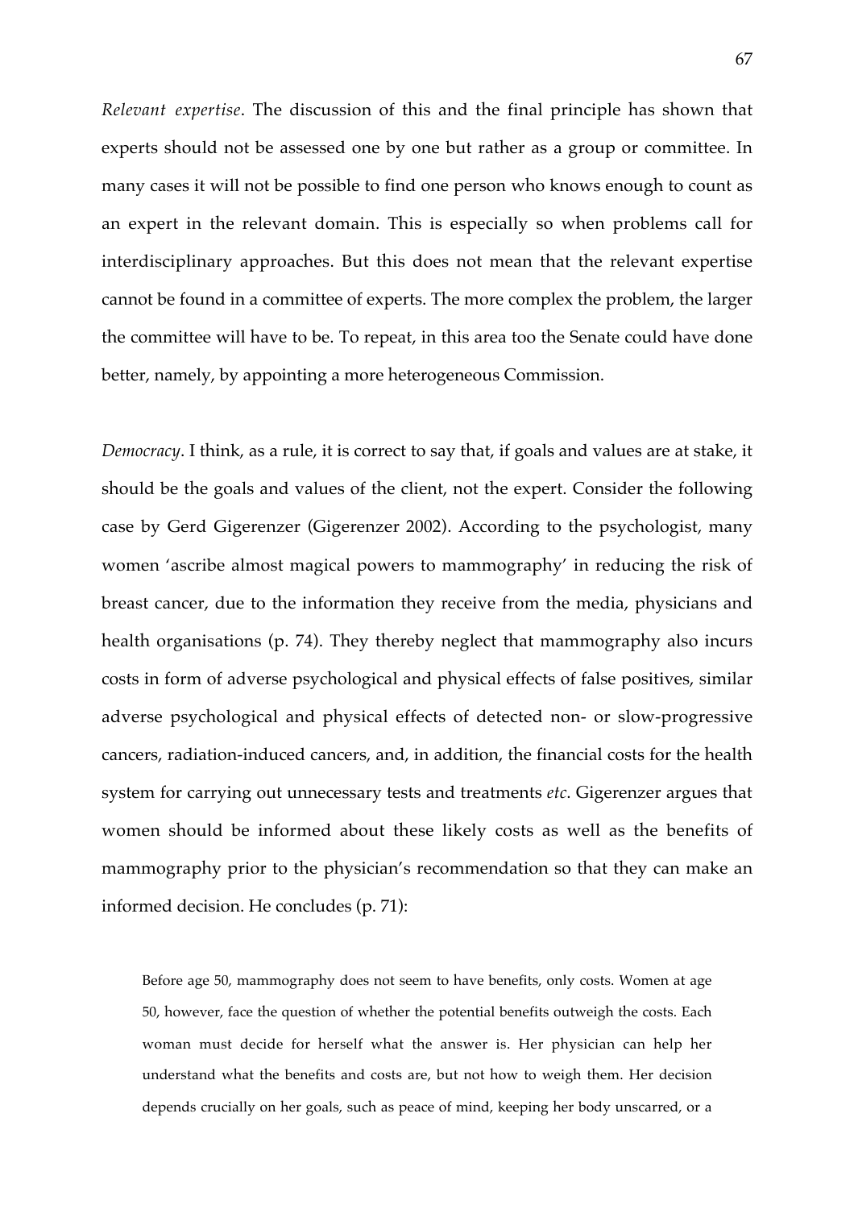*Relevant expertise*. The discussion of this and the final principle has shown that experts should not be assessed one by one but rather as a group or committee. In many cases it will not be possible to find one person who knows enough to count as an expert in the relevant domain. This is especially so when problems call for interdisciplinary approaches. But this does not mean that the relevant expertise cannot be found in a committee of experts. The more complex the problem, the larger the committee will have to be. To repeat, in this area too the Senate could have done better, namely, by appointing a more heterogeneous Commission.

*Democracy*. I think, as a rule, it is correct to say that, if goals and values are at stake, it should be the goals and values of the client, not the expert. Consider the following case by Gerd Gigerenzer (Gigerenzer 2002). According to the psychologist, many women 'ascribe almost magical powers to mammography' in reducing the risk of breast cancer, due to the information they receive from the media, physicians and health organisations (p. 74). They thereby neglect that mammography also incurs costs in form of adverse psychological and physical effects of false positives, similar adverse psychological and physical effects of detected non- or slow-progressive cancers, radiation-induced cancers, and, in addition, the financial costs for the health system for carrying out unnecessary tests and treatments *etc*. Gigerenzer argues that women should be informed about these likely costs as well as the benefits of mammography prior to the physician's recommendation so that they can make an informed decision. He concludes (p. 71):

> Before age 50, mammography does not seem to have benefits, only costs. Women at age 50, however, face the question of whether the potential benefits outweigh the costs. Each woman must decide for herself what the answer is. Her physician can help her understand what the benefits and costs are, but not how to weigh them. Her decision depends crucially on her goals, such as peace of mind, keeping her body unscarred, or a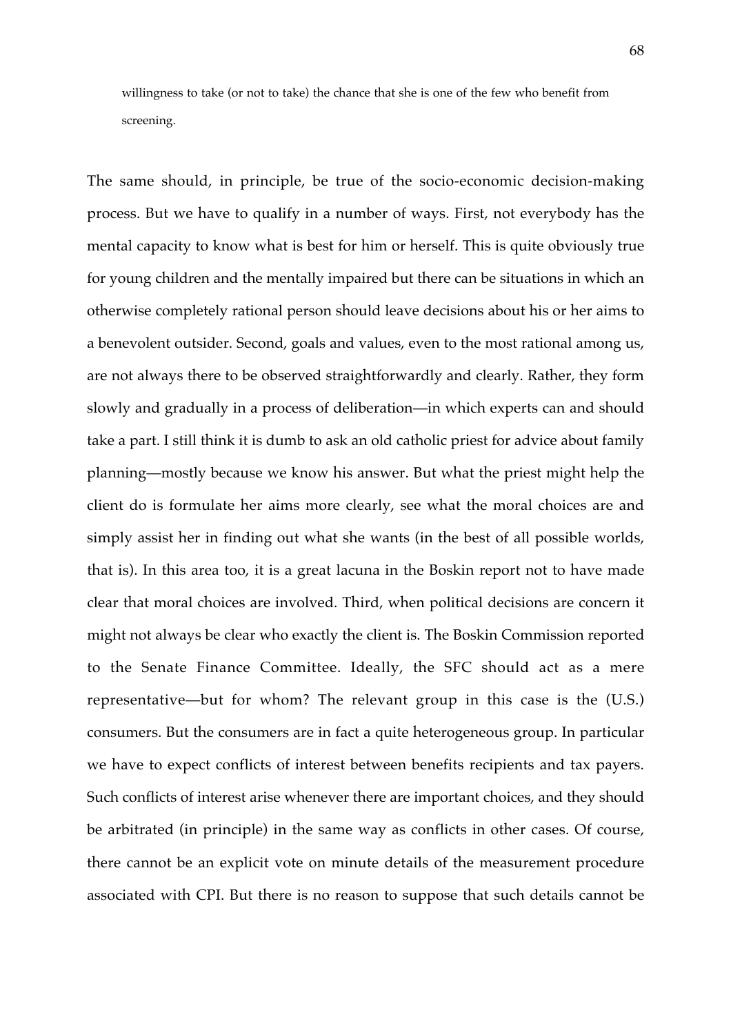willingness to take (or not to take) the chance that she is one of the few who benefit from screening.

The same should, in principle, be true of the socio-economic decision-making process. But we have to qualify in a number of ways. First, not everybody has the mental capacity to know what is best for him or herself. This is quite obviously true for young children and the mentally impaired but there can be situations in which an otherwise completely rational person should leave decisions about his or her aims to a benevolent outsider. Second, goals and values, even to the most rational among us, are not always there to be observed straightforwardly and clearly. Rather, they form slowly and gradually in a process of deliberation—in which experts can and should take a part. I still think it is dumb to ask an old catholic priest for advice about family planning—mostly because we know his answer. But what the priest might help the client do is formulate her aims more clearly, see what the moral choices are and simply assist her in finding out what she wants (in the best of all possible worlds, that is). In this area too, it is a great lacuna in the Boskin report not to have made clear that moral choices are involved. Third, when political decisions are concern it might not always be clear who exactly the client is. The Boskin Commission reported to the Senate Finance Committee. Ideally, the SFC should act as a mere representative—but for whom? The relevant group in this case is the (U.S.) consumers. But the consumers are in fact a quite heterogeneous group. In particular we have to expect conflicts of interest between benefits recipients and tax payers. Such conflicts of interest arise whenever there are important choices, and they should be arbitrated (in principle) in the same way as conflicts in other cases. Of course, there cannot be an explicit vote on minute details of the measurement procedure associated with CPI. But there is no reason to suppose that such details cannot be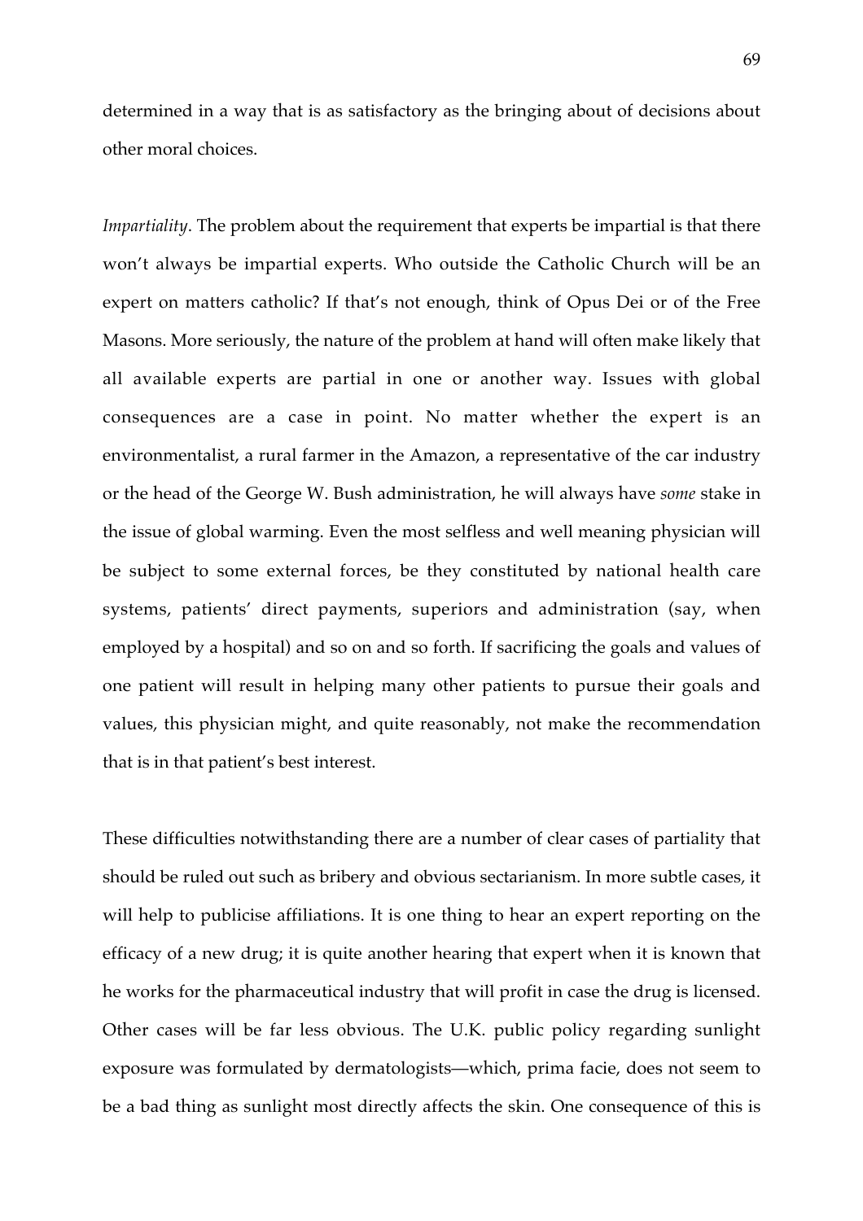determined in a way that is as satisfactory as the bringing about of decisions about other moral choices.

*Impartiality*. The problem about the requirement that experts be impartial is that there won't always be impartial experts. Who outside the Catholic Church will be an expert on matters catholic? If that's not enough, think of Opus Dei or of the Free Masons. More seriously, the nature of the problem at hand will often make likely that all available experts are partial in one or another way. Issues with global consequences are a case in point. No matter whether the expert is an environmentalist, a rural farmer in the Amazon, a representative of the car industry or the head of the George W. Bush administration, he will always have *some* stake in the issue of global warming. Even the most selfless and well meaning physician will be subject to some external forces, be they constituted by national health care systems, patients' direct payments, superiors and administration (say, when employed by a hospital) and so on and so forth. If sacrificing the goals and values of one patient will result in helping many other patients to pursue their goals and values, this physician might, and quite reasonably, not make the recommendation that is in that patient's best interest.

These difficulties notwithstanding there are a number of clear cases of partiality that should be ruled out such as bribery and obvious sectarianism. In more subtle cases, it will help to publicise affiliations. It is one thing to hear an expert reporting on the efficacy of a new drug; it is quite another hearing that expert when it is known that he works for the pharmaceutical industry that will profit in case the drug is licensed. Other cases will be far less obvious. The U.K. public policy regarding sunlight exposure was formulated by dermatologists—which, prima facie, does not seem to be a bad thing as sunlight most directly affects the skin. One consequence of this is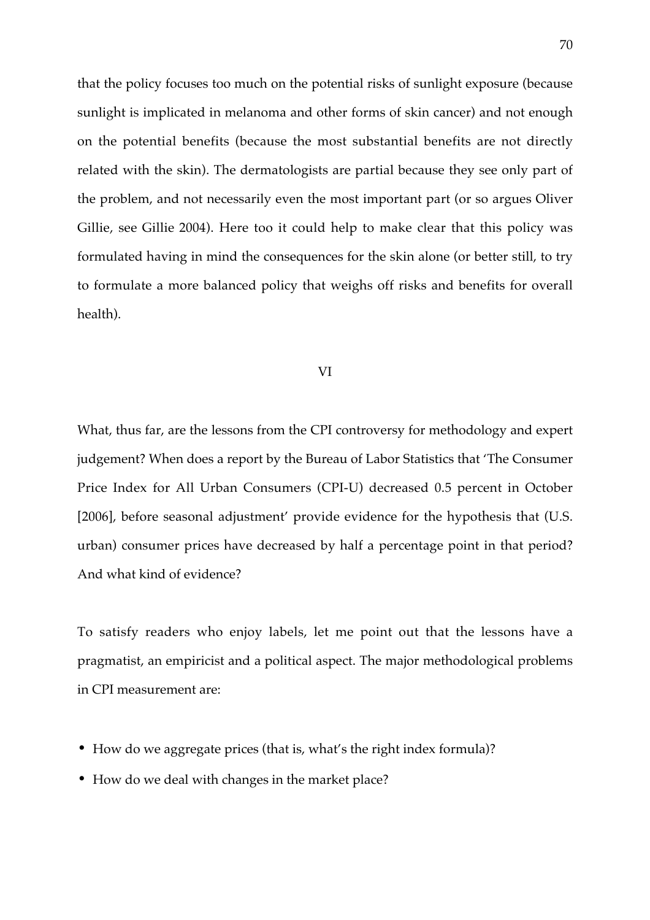that the policy focuses too much on the potential risks of sunlight exposure (because sunlight is implicated in melanoma and other forms of skin cancer) and not enough on the potential benefits (because the most substantial benefits are not directly related with the skin). The dermatologists are partial because they see only part of the problem, and not necessarily even the most important part (or so argues Oliver Gillie, see Gillie 2004). Here too it could help to make clear that this policy was formulated having in mind the consequences for the skin alone (or better still, to try to formulate a more balanced policy that weighs off risks and benefits for overall health).

## VI

What, thus far, are the lessons from the CPI controversy for methodology and expert judgement? When does a report by the Bureau of Labor Statistics that 'The Consumer Price Index for All Urban Consumers (CPI-U) decreased 0.5 percent in October [2006], before seasonal adjustment' provide evidence for the hypothesis that (U.S. urban) consumer prices have decreased by half a percentage point in that period? And what kind of evidence?

To satisfy readers who enjoy labels, let me point out that the lessons have a pragmatist, an empiricist and a political aspect. The major methodological problems in CPI measurement are:

- How do we aggregate prices (that is, what's the right index formula)?
- How do we deal with changes in the market place?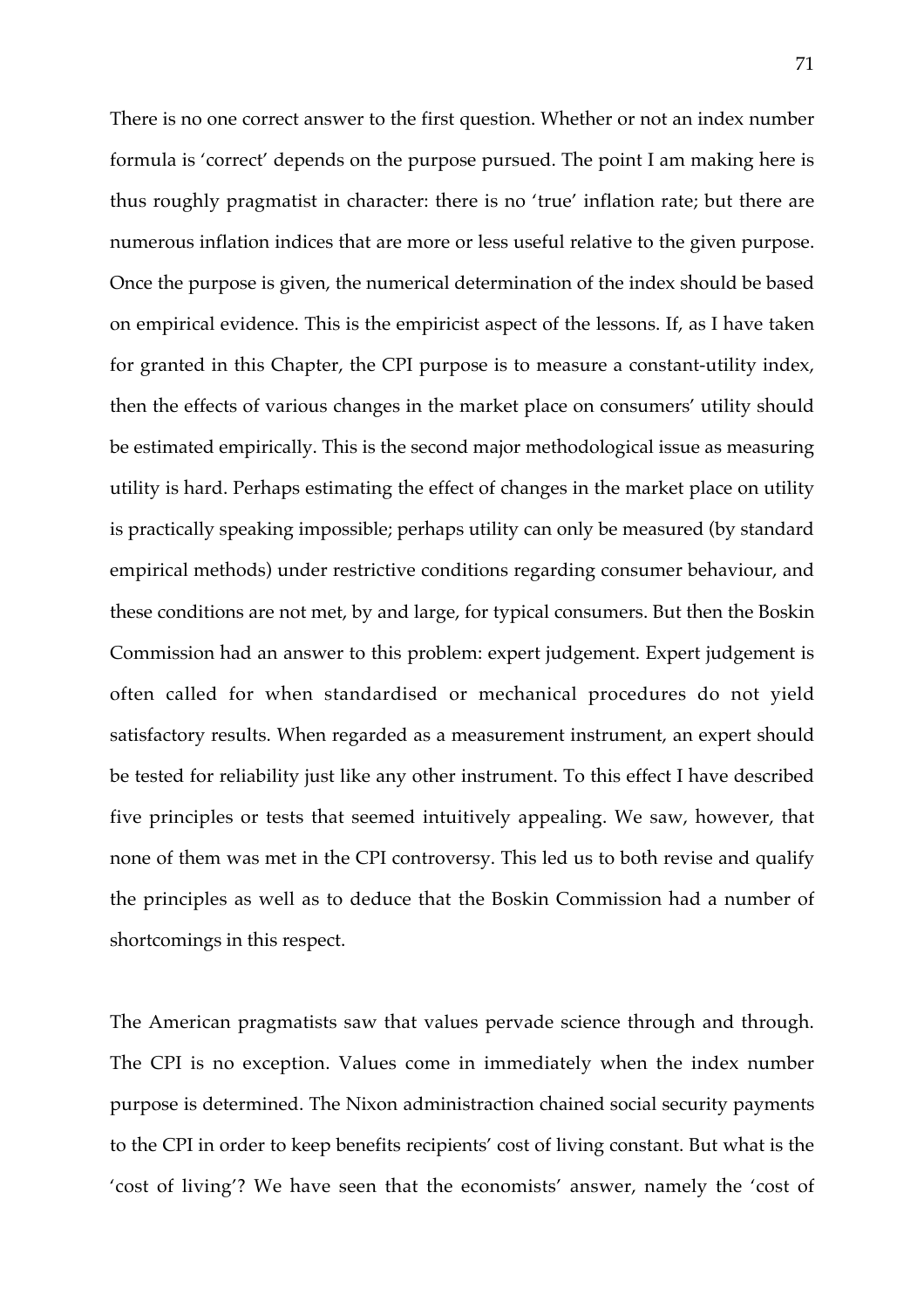There is no one correct answer to the first question. Whether or not an index number formula is 'correct' depends on the purpose pursued. The point I am making here is thus roughly pragmatist in character: there is no 'true' inflation rate; but there are numerous inflation indices that are more or less useful relative to the given purpose. Once the purpose is given, the numerical determination of the index should be based on empirical evidence. This is the empiricist aspect of the lessons. If, as I have taken for granted in this Chapter, the CPI purpose is to measure a constant-utility index, then the effects of various changes in the market place on consumers' utility should be estimated empirically. This is the second major methodological issue as measuring utility is hard. Perhaps estimating the effect of changes in the market place on utility is practically speaking impossible; perhaps utility can only be measured (by standard empirical methods) under restrictive conditions regarding consumer behaviour, and these conditions are not met, by and large, for typical consumers. But then the Boskin Commission had an answer to this problem: expert judgement. Expert judgement is often called for when standardised or mechanical procedures do not yield satisfactory results. When regarded as a measurement instrument, an expert should be tested for reliability just like any other instrument. To this effect I have described five principles or tests that seemed intuitively appealing. We saw, however, that none of them was met in the CPI controversy. This led us to both revise and qualify the principles as well as to deduce that the Boskin Commission had a number of shortcomings in this respect.

The American pragmatists saw that values pervade science through and through. The CPI is no exception. Values come in immediately when the index number purpose is determined. The Nixon administraction chained social security payments to the CPI in order to keep benefits recipients' cost of living constant. But what is the 'cost of living'? We have seen that the economists' answer, namely the 'cost of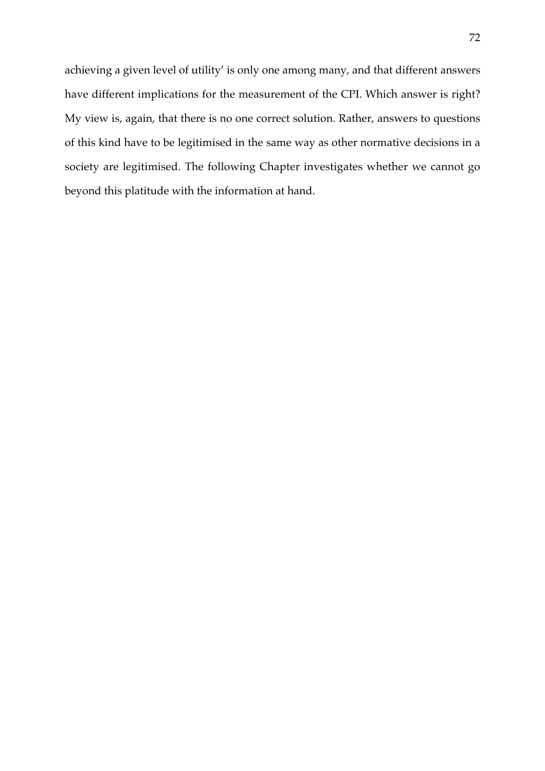achieving a given level of utility' is only one among many, and that different answers have different implications for the measurement of the CPI. Which answer is right? My view is, again, that there is no one correct solution. Rather, answers to questions of this kind have to be legitimised in the same way as other normative decisions in a society are legitimised. The following Chapter investigates whether we cannot go beyond this platitude with the information at hand.